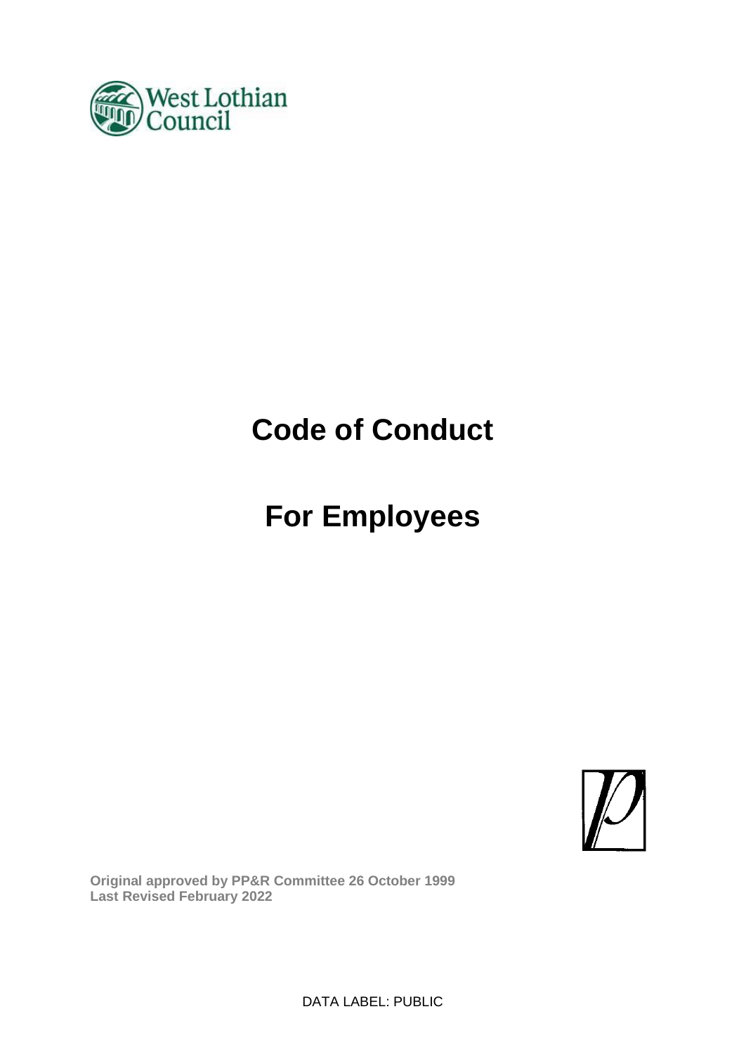West Lothian Council

# Code of Conduct

# For Employees

**Original approved by PP&R Committee 26 October 1999**
**Last Revised February 2022**

DATA LABEL: PUBLIC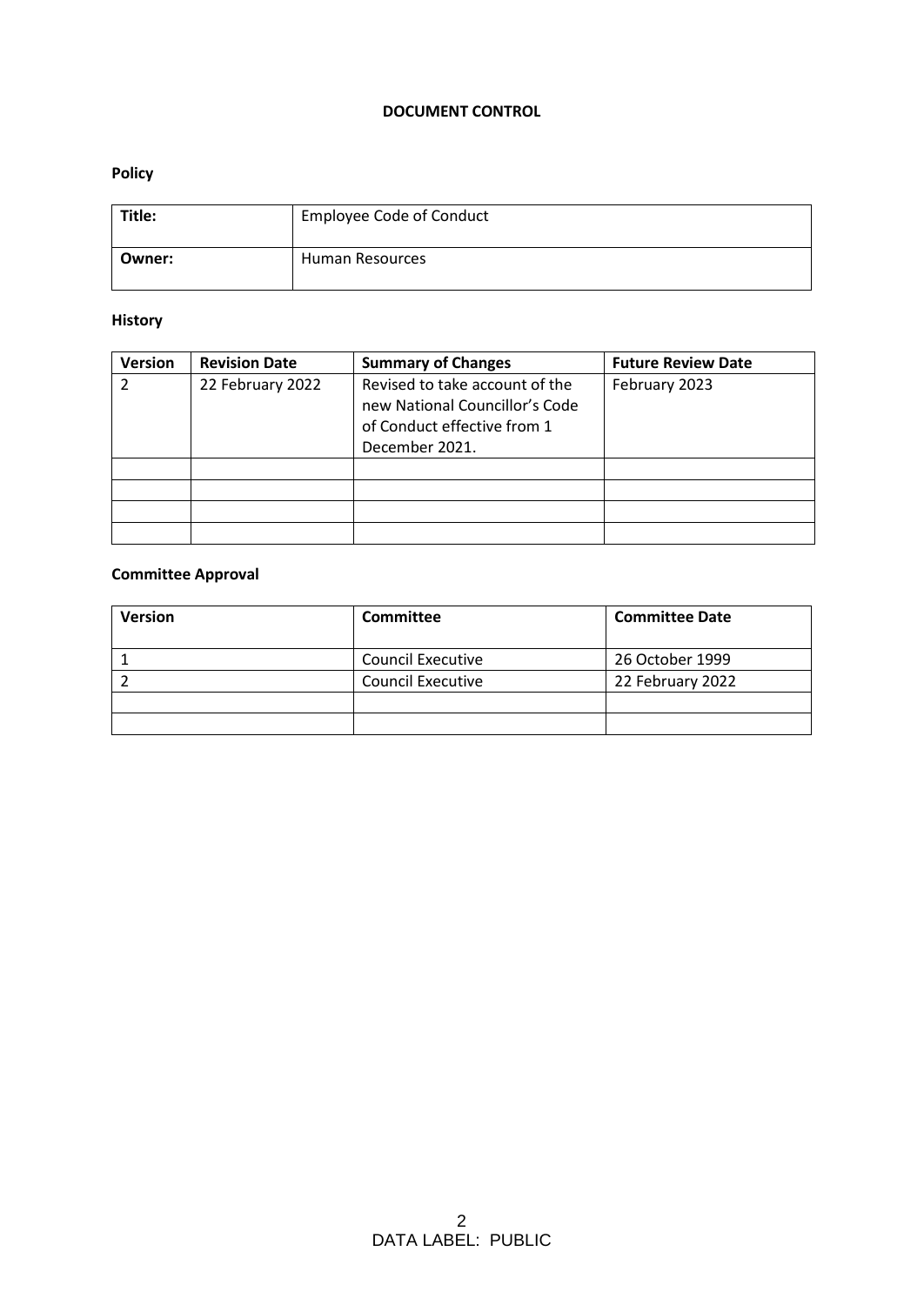# DOCUMENT CONTROL

## Policy

| Title: | Employee Code of Conduct |
|---|---|
| Owner: | Human Resources |

## History

| Version | Revision Date | Summary of Changes | Future Review Date |
|---|---|---|---|
| 2 | 22 February 2022 | Revised to take account of the new National Councillor's Code of Conduct effective from 1 December 2021. | February 2023 |
| | | | |
| | | | |
| | | | |
| | | | |

## Committee Approval

| Version | Committee | Committee Date |
|---|---|---|
| 1 | Council Executive | 26 October 1999 |
| 2 | Council Executive | 22 February 2022 |
| | | |
| | | |

DATA LABEL: PUBLIC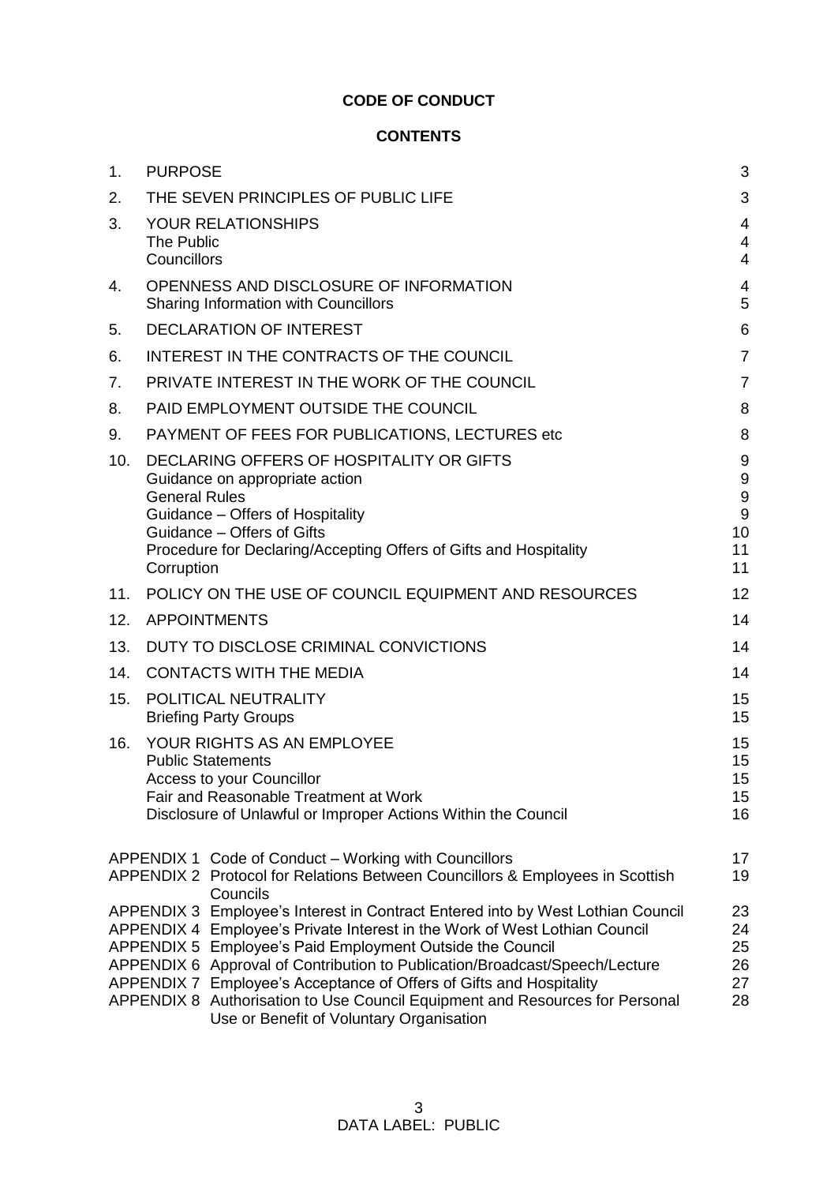# CODE OF CONDUCT

## CONTENTS

| | | |
|---|---|---|
| 1. | PURPOSE | 3 |
| 2. | THE SEVEN PRINCIPLES OF PUBLIC LIFE | 3 |
| 3. | YOUR RELATIONSHIPS | 4 |
| | The Public | 4 |
| | Councillors | 4 |
| 4. | OPENNESS AND DISCLOSURE OF INFORMATION | 4 |
| | Sharing Information with Councillors | 5 |
| 5. | DECLARATION OF INTEREST | 6 |
| 6. | INTEREST IN THE CONTRACTS OF THE COUNCIL | 7 |
| 7. | PRIVATE INTEREST IN THE WORK OF THE COUNCIL | 7 |
| 8. | PAID EMPLOYMENT OUTSIDE THE COUNCIL | 8 |
| 9. | PAYMENT OF FEES FOR PUBLICATIONS, LECTURES etc | 8 |
| 10. | DECLARING OFFERS OF HOSPITALITY OR GIFTS | 9 |
| | Guidance on appropriate action | 9 |
| | General Rules | 9 |
| | Guidance – Offers of Hospitality | 9 |
| | Guidance – Offers of Gifts | 10 |
| | Procedure for Declaring/Accepting Offers of Gifts and Hospitality | 11 |
| | Corruption | 11 |
| 11. | POLICY ON THE USE OF COUNCIL EQUIPMENT AND RESOURCES | 12 |
| 12. | APPOINTMENTS | 14 |
| 13. | DUTY TO DISCLOSE CRIMINAL CONVICTIONS | 14 |
| 14. | CONTACTS WITH THE MEDIA | 14 |
| 15. | POLITICAL NEUTRALITY | 15 |
| | Briefing Party Groups | 15 |
| 16. | YOUR RIGHTS AS AN EMPLOYEE | 15 |
| | Public Statements | 15 |
| | Access to your Councillor | 15 |
| | Fair and Reasonable Treatment at Work | 15 |
| | Disclosure of Unlawful or Improper Actions Within the Council | 16 |

| | | |
|---|---|---|
| APPENDIX 1 | Code of Conduct – Working with Councillors | 17 |
| APPENDIX 2 | Protocol for Relations Between Councillors & Employees in Scottish Councils | 19 |
| APPENDIX 3 | Employee's Interest in Contract Entered into by West Lothian Council | 23 |
| APPENDIX 4 | Employee's Private Interest in the Work of West Lothian Council | 24 |
| APPENDIX 5 | Employee's Paid Employment Outside the Council | 25 |
| APPENDIX 6 | Approval of Contribution to Publication/Broadcast/Speech/Lecture | 26 |
| APPENDIX 7 | Employee's Acceptance of Offers of Gifts and Hospitality | 27 |
| APPENDIX 8 | Authorisation to Use Council Equipment and Resources for Personal Use or Benefit of Voluntary Organisation | 28 |

DATA LABEL: PUBLIC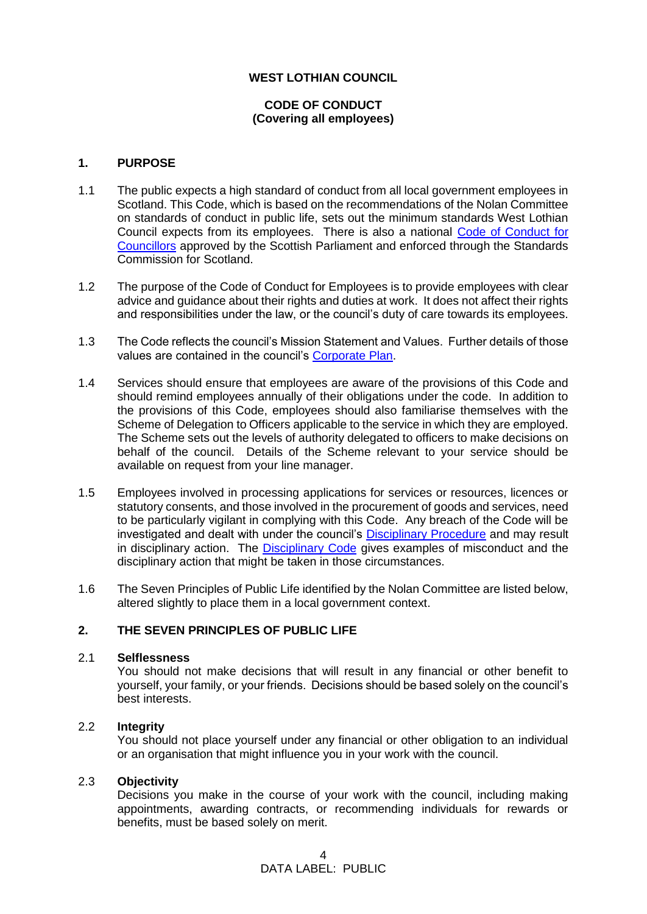**WEST LOTHIAN COUNCIL**

**CODE OF CONDUCT**
**(Covering all employees)**

## 1. PURPOSE

1.1 The public expects a high standard of conduct from all local government employees in Scotland. This Code, which is based on the recommendations of the Nolan Committee on standards of conduct in public life, sets out the minimum standards West Lothian Council expects from its employees. There is also a national Code of Conduct for Councillors approved by the Scottish Parliament and enforced through the Standards Commission for Scotland.

1.2 The purpose of the Code of Conduct for Employees is to provide employees with clear advice and guidance about their rights and duties at work. It does not affect their rights and responsibilities under the law, or the council's duty of care towards its employees.

1.3 The Code reflects the council's Mission Statement and Values. Further details of those values are contained in the council's Corporate Plan.

1.4 Services should ensure that employees are aware of the provisions of this Code and should remind employees annually of their obligations under the code. In addition to the provisions of this Code, employees should also familiarise themselves with the Scheme of Delegation to Officers applicable to the service in which they are employed. The Scheme sets out the levels of authority delegated to officers to make decisions on behalf of the council. Details of the Scheme relevant to your service should be available on request from your line manager.

1.5 Employees involved in processing applications for services or resources, licences or statutory consents, and those involved in the procurement of goods and services, need to be particularly vigilant in complying with this Code. Any breach of the Code will be investigated and dealt with under the council's Disciplinary Procedure and may result in disciplinary action. The Disciplinary Code gives examples of misconduct and the disciplinary action that might be taken in those circumstances.

1.6 The Seven Principles of Public Life identified by the Nolan Committee are listed below, altered slightly to place them in a local government context.

## 2. THE SEVEN PRINCIPLES OF PUBLIC LIFE

2.1 **Selflessness**
You should not make decisions that will result in any financial or other benefit to yourself, your family, or your friends. Decisions should be based solely on the council's best interests.

2.2 **Integrity**
You should not place yourself under any financial or other obligation to an individual or an organisation that might influence you in your work with the council.

2.3 **Objectivity**
Decisions you make in the course of your work with the council, including making appointments, awarding contracts, or recommending individuals for rewards or benefits, must be based solely on merit.

DATA LABEL: PUBLIC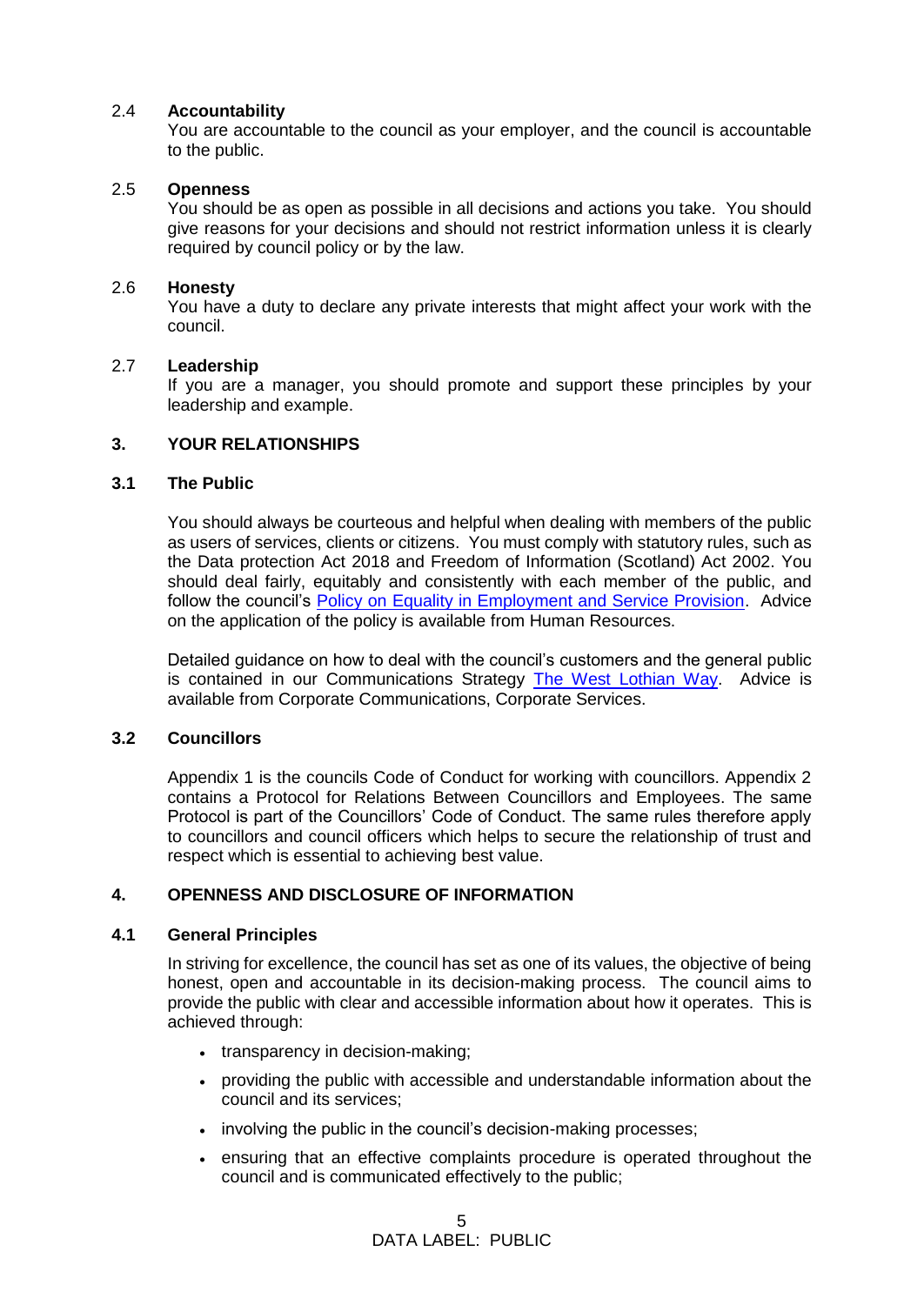**2.4 Accountability**

You are accountable to the council as your employer, and the council is accountable to the public.

**2.5 Openness**

You should be as open as possible in all decisions and actions you take. You should give reasons for your decisions and should not restrict information unless it is clearly required by council policy or by the law.

**2.6 Honesty**

You have a duty to declare any private interests that might affect your work with the council.

**2.7 Leadership**

If you are a manager, you should promote and support these principles by your leadership and example.

## 3. YOUR RELATIONSHIPS

### 3.1 The Public

You should always be courteous and helpful when dealing with members of the public as users of services, clients or citizens. You must comply with statutory rules, such as the Data protection Act 2018 and Freedom of Information (Scotland) Act 2002. You should deal fairly, equitably and consistently with each member of the public, and follow the council's Policy on Equality in Employment and Service Provision. Advice on the application of the policy is available from Human Resources.

Detailed guidance on how to deal with the council's customers and the general public is contained in our Communications Strategy The West Lothian Way. Advice is available from Corporate Communications, Corporate Services.

### 3.2 Councillors

Appendix 1 is the councils Code of Conduct for working with councillors. Appendix 2 contains a Protocol for Relations Between Councillors and Employees. The same Protocol is part of the Councillors' Code of Conduct. The same rules therefore apply to councillors and council officers which helps to secure the relationship of trust and respect which is essential to achieving best value.

## 4. OPENNESS AND DISCLOSURE OF INFORMATION

### 4.1 General Principles

In striving for excellence, the council has set as one of its values, the objective of being honest, open and accountable in its decision-making process. The council aims to provide the public with clear and accessible information about how it operates. This is achieved through:

- transparency in decision-making;
- providing the public with accessible and understandable information about the council and its services;
- involving the public in the council's decision-making processes;
- ensuring that an effective complaints procedure is operated throughout the council and is communicated effectively to the public;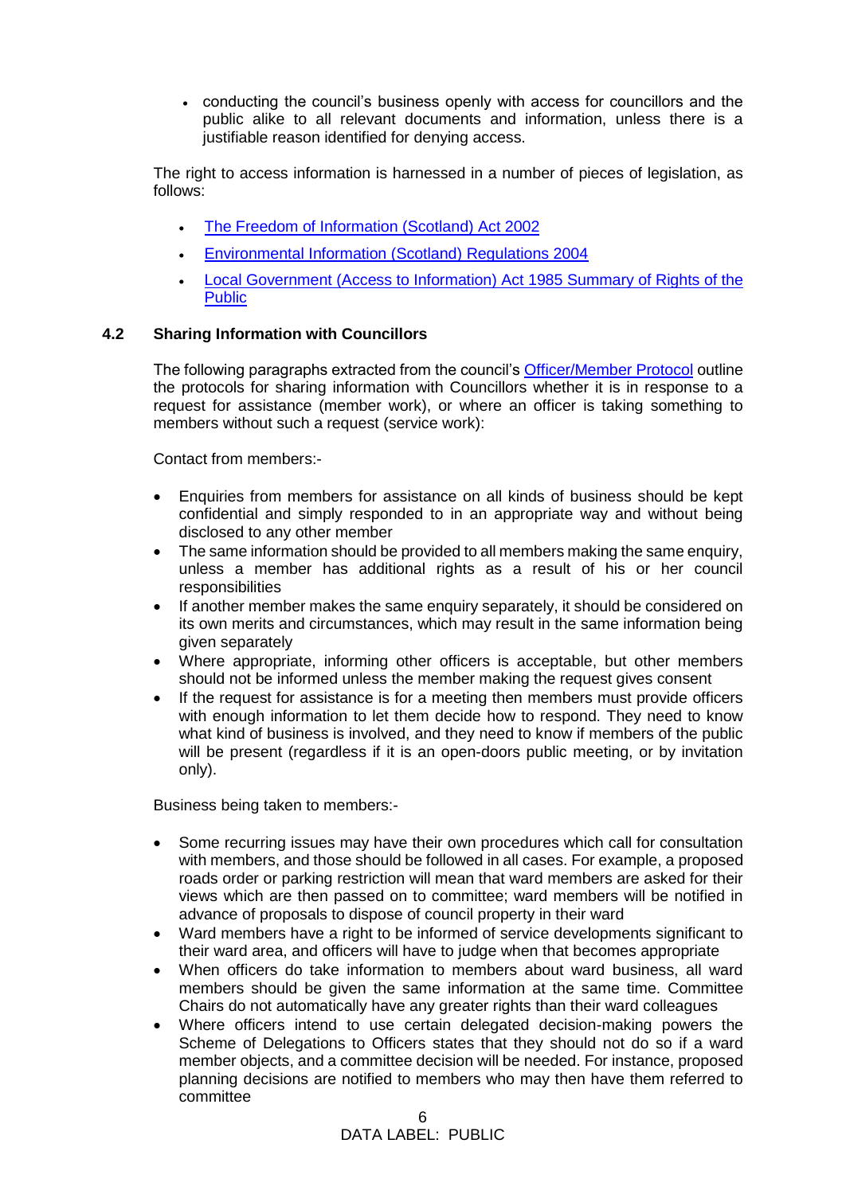- conducting the council's business openly with access for councillors and the public alike to all relevant documents and information, unless there is a justifiable reason identified for denying access.

The right to access information is harnessed in a number of pieces of legislation, as follows:

- [The Freedom of Information (Scotland) Act 2002]
- [Environmental Information (Scotland) Regulations 2004]
- [Local Government (Access to Information) Act 1985 Summary of Rights of the Public]

### 4.2 Sharing Information with Councillors

The following paragraphs extracted from the council's [Officer/Member Protocol] outline the protocols for sharing information with Councillors whether it is in response to a request for assistance (member work), or where an officer is taking something to members without such a request (service work):

Contact from members:-

- Enquiries from members for assistance on all kinds of business should be kept confidential and simply responded to in an appropriate way and without being disclosed to any other member
- The same information should be provided to all members making the same enquiry, unless a member has additional rights as a result of his or her council responsibilities
- If another member makes the same enquiry separately, it should be considered on its own merits and circumstances, which may result in the same information being given separately
- Where appropriate, informing other officers is acceptable, but other members should not be informed unless the member making the request gives consent
- If the request for assistance is for a meeting then members must provide officers with enough information to let them decide how to respond. They need to know what kind of business is involved, and they need to know if members of the public will be present (regardless if it is an open-doors public meeting, or by invitation only).

Business being taken to members:-

- Some recurring issues may have their own procedures which call for consultation with members, and those should be followed in all cases. For example, a proposed roads order or parking restriction will mean that ward members are asked for their views which are then passed on to committee; ward members will be notified in advance of proposals to dispose of council property in their ward
- Ward members have a right to be informed of service developments significant to their ward area, and officers will have to judge when that becomes appropriate
- When officers do take information to members about ward business, all ward members should be given the same information at the same time. Committee Chairs do not automatically have any greater rights than their ward colleagues
- Where officers intend to use certain delegated decision-making powers the Scheme of Delegations to Officers states that they should not do so if a ward member objects, and a committee decision will be needed. For instance, proposed planning decisions are notified to members who may then have them referred to committee

DATA LABEL: PUBLIC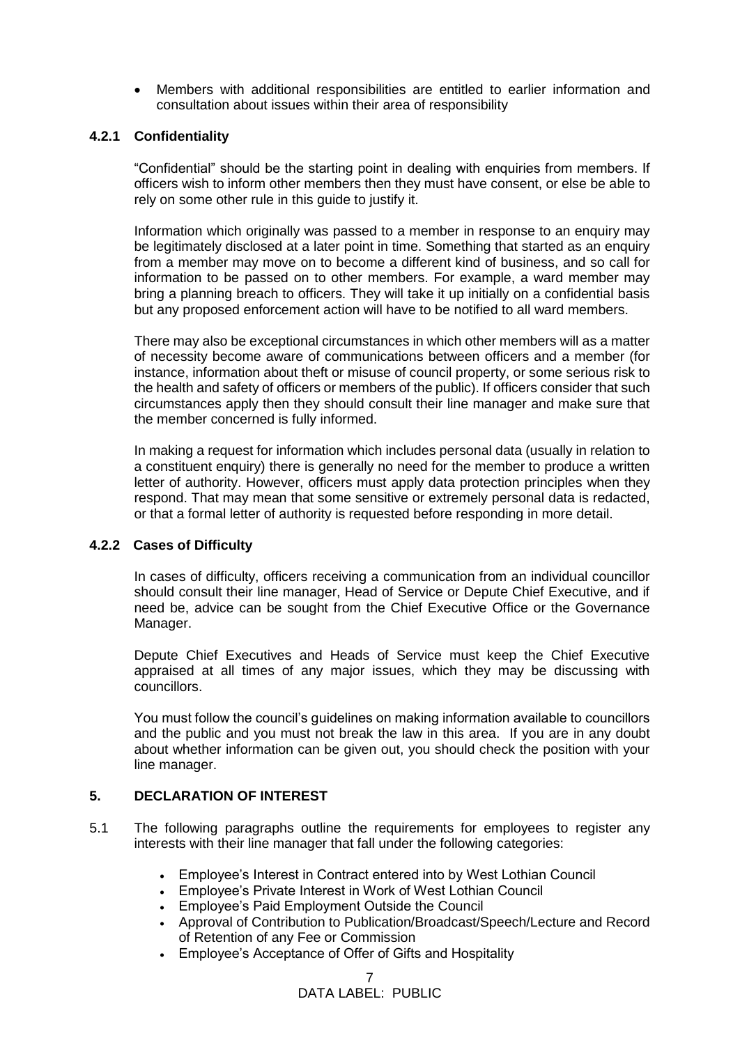- Members with additional responsibilities are entitled to earlier information and consultation about issues within their area of responsibility

### 4.2.1 Confidentiality

"Confidential" should be the starting point in dealing with enquiries from members. If officers wish to inform other members then they must have consent, or else be able to rely on some other rule in this guide to justify it.

Information which originally was passed to a member in response to an enquiry may be legitimately disclosed at a later point in time. Something that started as an enquiry from a member may move on to become a different kind of business, and so call for information to be passed on to other members. For example, a ward member may bring a planning breach to officers. They will take it up initially on a confidential basis but any proposed enforcement action will have to be notified to all ward members.

There may also be exceptional circumstances in which other members will as a matter of necessity become aware of communications between officers and a member (for instance, information about theft or misuse of council property, or some serious risk to the health and safety of officers or members of the public). If officers consider that such circumstances apply then they should consult their line manager and make sure that the member concerned is fully informed.

In making a request for information which includes personal data (usually in relation to a constituent enquiry) there is generally no need for the member to produce a written letter of authority. However, officers must apply data protection principles when they respond. That may mean that some sensitive or extremely personal data is redacted, or that a formal letter of authority is requested before responding in more detail.

### 4.2.2 Cases of Difficulty

In cases of difficulty, officers receiving a communication from an individual councillor should consult their line manager, Head of Service or Depute Chief Executive, and if need be, advice can be sought from the Chief Executive Office or the Governance Manager.

Depute Chief Executives and Heads of Service must keep the Chief Executive appraised at all times of any major issues, which they may be discussing with councillors.

You must follow the council's guidelines on making information available to councillors and the public and you must not break the law in this area. If you are in any doubt about whether information can be given out, you should check the position with your line manager.

## 5. DECLARATION OF INTEREST

5.1 The following paragraphs outline the requirements for employees to register any interests with their line manager that fall under the following categories:

- Employee's Interest in Contract entered into by West Lothian Council
- Employee's Private Interest in Work of West Lothian Council
- Employee's Paid Employment Outside the Council
- Approval of Contribution to Publication/Broadcast/Speech/Lecture and Record of Retention of any Fee or Commission
- Employee's Acceptance of Offer of Gifts and Hospitality

DATA LABEL: PUBLIC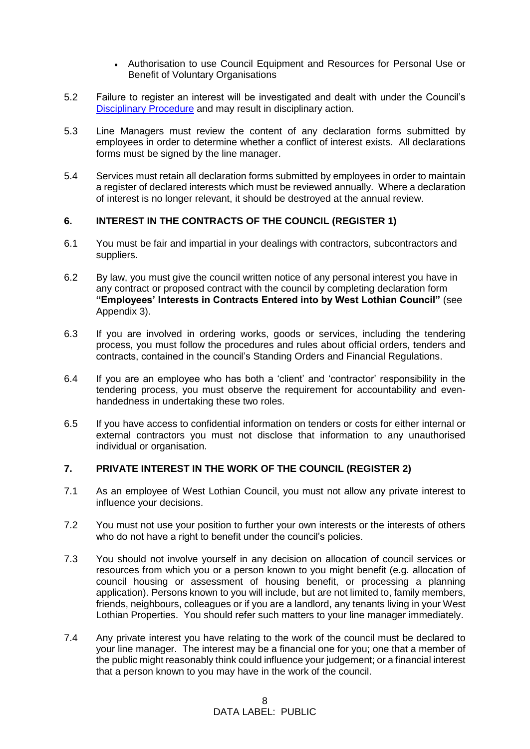- Authorisation to use Council Equipment and Resources for Personal Use or Benefit of Voluntary Organisations

5.2 Failure to register an interest will be investigated and dealt with under the Council's Disciplinary Procedure and may result in disciplinary action.

5.3 Line Managers must review the content of any declaration forms submitted by employees in order to determine whether a conflict of interest exists. All declarations forms must be signed by the line manager.

5.4 Services must retain all declaration forms submitted by employees in order to maintain a register of declared interests which must be reviewed annually. Where a declaration of interest is no longer relevant, it should be destroyed at the annual review.

## 6. INTEREST IN THE CONTRACTS OF THE COUNCIL (REGISTER 1)

6.1 You must be fair and impartial in your dealings with contractors, subcontractors and suppliers.

6.2 By law, you must give the council written notice of any personal interest you have in any contract or proposed contract with the council by completing declaration form **"Employees' Interests in Contracts Entered into by West Lothian Council"** (see Appendix 3).

6.3 If you are involved in ordering works, goods or services, including the tendering process, you must follow the procedures and rules about official orders, tenders and contracts, contained in the council's Standing Orders and Financial Regulations.

6.4 If you are an employee who has both a 'client' and 'contractor' responsibility in the tendering process, you must observe the requirement for accountability and even-handedness in undertaking these two roles.

6.5 If you have access to confidential information on tenders or costs for either internal or external contractors you must not disclose that information to any unauthorised individual or organisation.

## 7. PRIVATE INTEREST IN THE WORK OF THE COUNCIL (REGISTER 2)

7.1 As an employee of West Lothian Council, you must not allow any private interest to influence your decisions.

7.2 You must not use your position to further your own interests or the interests of others who do not have a right to benefit under the council's policies.

7.3 You should not involve yourself in any decision on allocation of council services or resources from which you or a person known to you might benefit (e.g. allocation of council housing or assessment of housing benefit, or processing a planning application). Persons known to you will include, but are not limited to, family members, friends, neighbours, colleagues or if you are a landlord, any tenants living in your West Lothian Properties. You should refer such matters to your line manager immediately.

7.4 Any private interest you have relating to the work of the council must be declared to your line manager. The interest may be a financial one for you; one that a member of the public might reasonably think could influence your judgement; or a financial interest that a person known to you may have in the work of the council.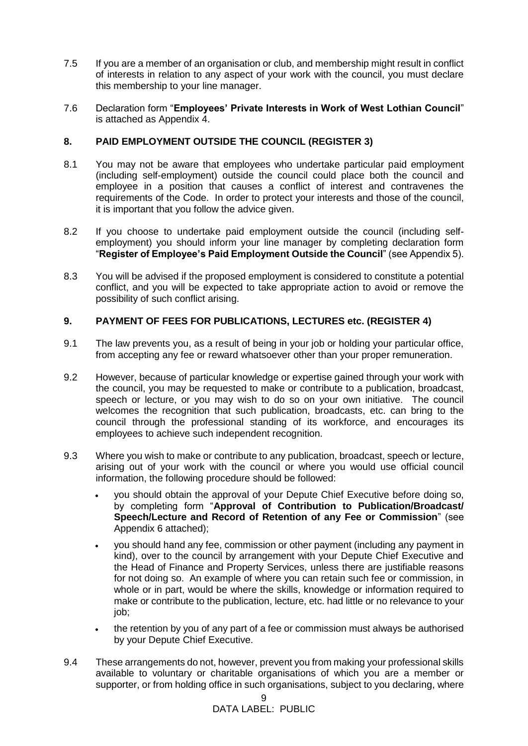7.5 If you are a member of an organisation or club, and membership might result in conflict of interests in relation to any aspect of your work with the council, you must declare this membership to your line manager.

7.6 Declaration form "**Employees' Private Interests in Work of West Lothian Council**" is attached as Appendix 4.

## 8. PAID EMPLOYMENT OUTSIDE THE COUNCIL (REGISTER 3)

8.1 You may not be aware that employees who undertake particular paid employment (including self-employment) outside the council could place both the council and employee in a position that causes a conflict of interest and contravenes the requirements of the Code. In order to protect your interests and those of the council, it is important that you follow the advice given.

8.2 If you choose to undertake paid employment outside the council (including self-employment) you should inform your line manager by completing declaration form "**Register of Employee's Paid Employment Outside the Council**" (see Appendix 5).

8.3 You will be advised if the proposed employment is considered to constitute a potential conflict, and you will be expected to take appropriate action to avoid or remove the possibility of such conflict arising.

## 9. PAYMENT OF FEES FOR PUBLICATIONS, LECTURES etc. (REGISTER 4)

9.1 The law prevents you, as a result of being in your job or holding your particular office, from accepting any fee or reward whatsoever other than your proper remuneration.

9.2 However, because of particular knowledge or expertise gained through your work with the council, you may be requested to make or contribute to a publication, broadcast, speech or lecture, or you may wish to do so on your own initiative. The council welcomes the recognition that such publication, broadcasts, etc. can bring to the council through the professional standing of its workforce, and encourages its employees to achieve such independent recognition.

9.3 Where you wish to make or contribute to any publication, broadcast, speech or lecture, arising out of your work with the council or where you would use official council information, the following procedure should be followed:

- you should obtain the approval of your Depute Chief Executive before doing so, by completing form "**Approval of Contribution to Publication/Broadcast/ Speech/Lecture and Record of Retention of any Fee or Commission**" (see Appendix 6 attached);
- you should hand any fee, commission or other payment (including any payment in kind), over to the council by arrangement with your Depute Chief Executive and the Head of Finance and Property Services, unless there are justifiable reasons for not doing so. An example of where you can retain such fee or commission, in whole or in part, would be where the skills, knowledge or information required to make or contribute to the publication, lecture, etc. had little or no relevance to your job;
- the retention by you of any part of a fee or commission must always be authorised by your Depute Chief Executive.

9.4 These arrangements do not, however, prevent you from making your professional skills available to voluntary or charitable organisations of which you are a member or supporter, or from holding office in such organisations, subject to you declaring, where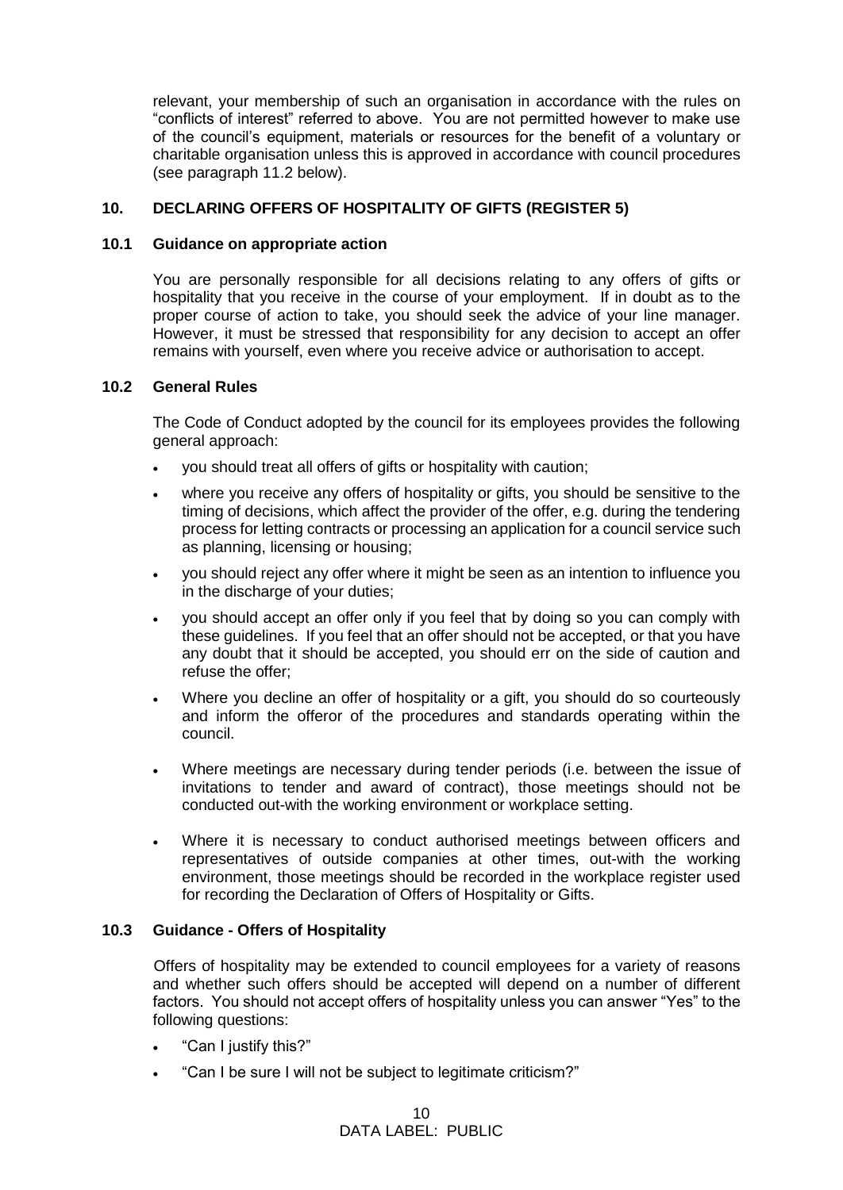relevant, your membership of such an organisation in accordance with the rules on "conflicts of interest" referred to above. You are not permitted however to make use of the council's equipment, materials or resources for the benefit of a voluntary or charitable organisation unless this is approved in accordance with council procedures (see paragraph 11.2 below).

## 10. DECLARING OFFERS OF HOSPITALITY OF GIFTS (REGISTER 5)

### 10.1 Guidance on appropriate action

You are personally responsible for all decisions relating to any offers of gifts or hospitality that you receive in the course of your employment. If in doubt as to the proper course of action to take, you should seek the advice of your line manager. However, it must be stressed that responsibility for any decision to accept an offer remains with yourself, even where you receive advice or authorisation to accept.

### 10.2 General Rules

The Code of Conduct adopted by the council for its employees provides the following general approach:

- you should treat all offers of gifts or hospitality with caution;
- where you receive any offers of hospitality or gifts, you should be sensitive to the timing of decisions, which affect the provider of the offer, e.g. during the tendering process for letting contracts or processing an application for a council service such as planning, licensing or housing;
- you should reject any offer where it might be seen as an intention to influence you in the discharge of your duties;
- you should accept an offer only if you feel that by doing so you can comply with these guidelines. If you feel that an offer should not be accepted, or that you have any doubt that it should be accepted, you should err on the side of caution and refuse the offer;
- Where you decline an offer of hospitality or a gift, you should do so courteously and inform the offeror of the procedures and standards operating within the council.
- Where meetings are necessary during tender periods (i.e. between the issue of invitations to tender and award of contract), those meetings should not be conducted out-with the working environment or workplace setting.
- Where it is necessary to conduct authorised meetings between officers and representatives of outside companies at other times, out-with the working environment, those meetings should be recorded in the workplace register used for recording the Declaration of Offers of Hospitality or Gifts.

### 10.3 Guidance - Offers of Hospitality

Offers of hospitality may be extended to council employees for a variety of reasons and whether such offers should be accepted will depend on a number of different factors. You should not accept offers of hospitality unless you can answer "Yes" to the following questions:

- "Can I justify this?"
- "Can I be sure I will not be subject to legitimate criticism?"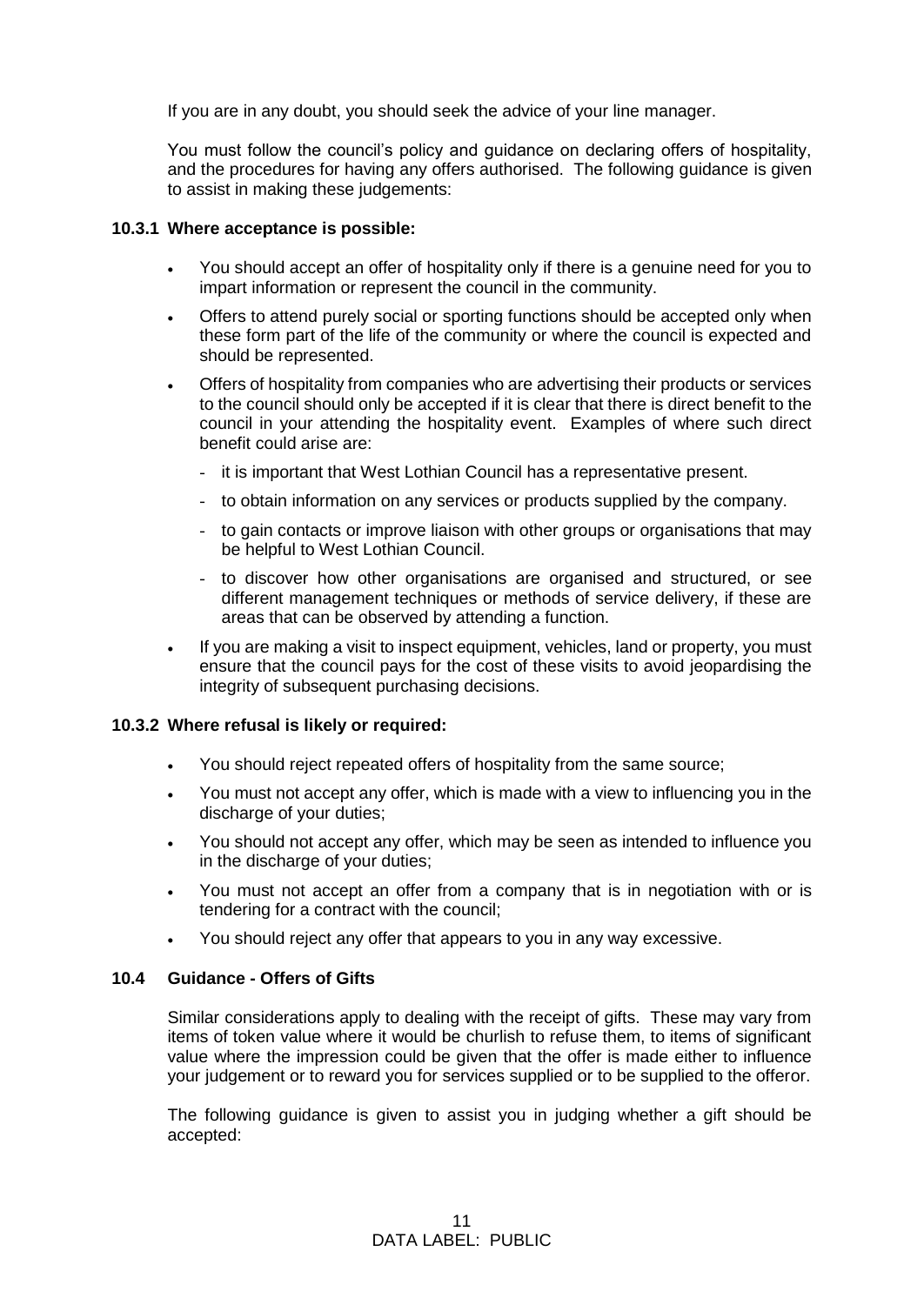If you are in any doubt, you should seek the advice of your line manager.

You must follow the council's policy and guidance on declaring offers of hospitality, and the procedures for having any offers authorised. The following guidance is given to assist in making these judgements:

#### 10.3.1 Where acceptance is possible:

- You should accept an offer of hospitality only if there is a genuine need for you to impart information or represent the council in the community.
- Offers to attend purely social or sporting functions should be accepted only when these form part of the life of the community or where the council is expected and should be represented.
- Offers of hospitality from companies who are advertising their products or services to the council should only be accepted if it is clear that there is direct benefit to the council in your attending the hospitality event. Examples of where such direct benefit could arise are:
  - it is important that West Lothian Council has a representative present.
  - to obtain information on any services or products supplied by the company.
  - to gain contacts or improve liaison with other groups or organisations that may be helpful to West Lothian Council.
  - to discover how other organisations are organised and structured, or see different management techniques or methods of service delivery, if these are areas that can be observed by attending a function.
- If you are making a visit to inspect equipment, vehicles, land or property, you must ensure that the council pays for the cost of these visits to avoid jeopardising the integrity of subsequent purchasing decisions.

#### 10.3.2 Where refusal is likely or required:

- You should reject repeated offers of hospitality from the same source;
- You must not accept any offer, which is made with a view to influencing you in the discharge of your duties;
- You should not accept any offer, which may be seen as intended to influence you in the discharge of your duties;
- You must not accept an offer from a company that is in negotiation with or is tendering for a contract with the council;
- You should reject any offer that appears to you in any way excessive.

### 10.4 Guidance - Offers of Gifts

Similar considerations apply to dealing with the receipt of gifts. These may vary from items of token value where it would be churlish to refuse them, to items of significant value where the impression could be given that the offer is made either to influence your judgement or to reward you for services supplied or to be supplied to the offeror.

The following guidance is given to assist you in judging whether a gift should be accepted: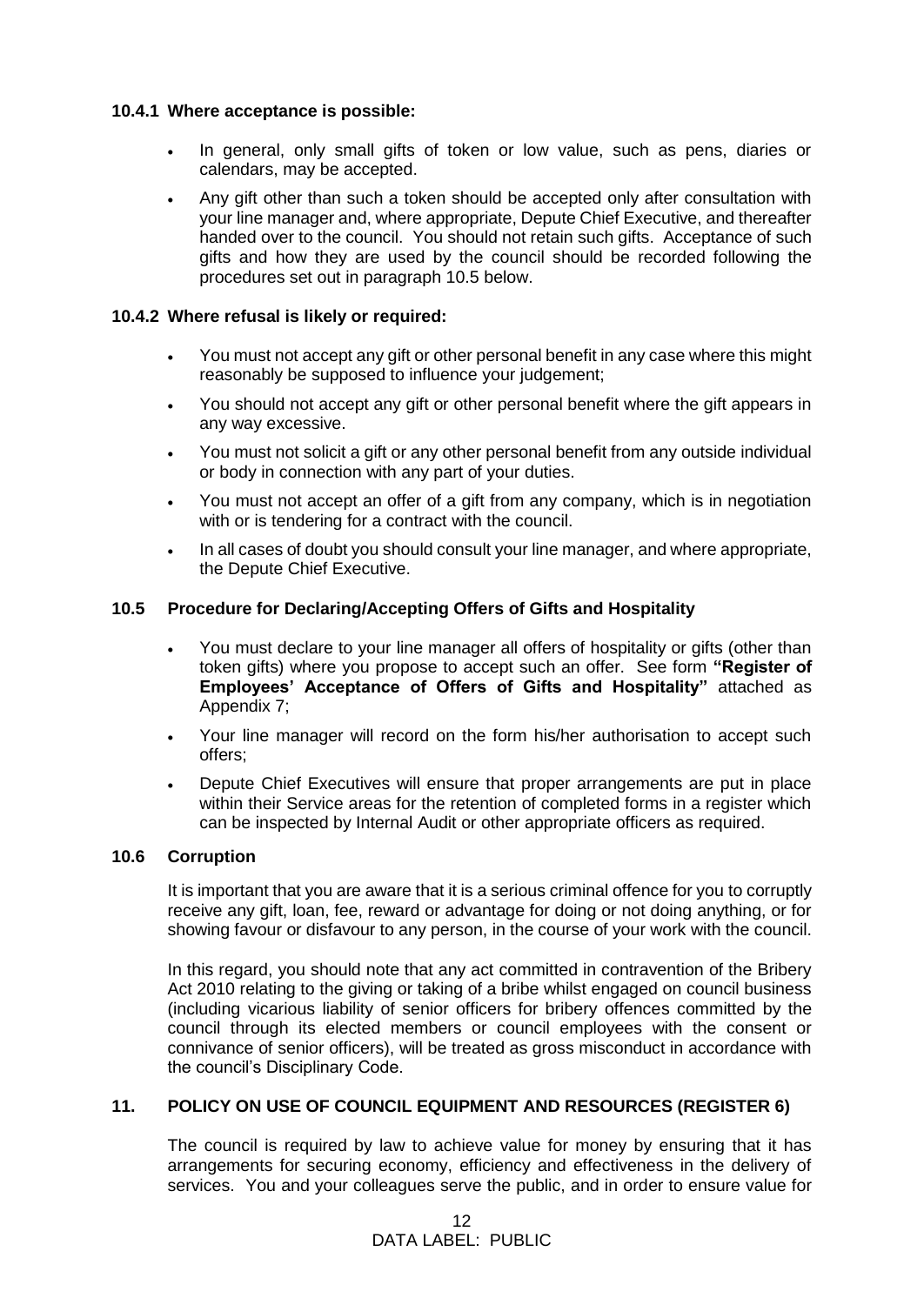#### 10.4.1 Where acceptance is possible:

- In general, only small gifts of token or low value, such as pens, diaries or calendars, may be accepted.
- Any gift other than such a token should be accepted only after consultation with your line manager and, where appropriate, Depute Chief Executive, and thereafter handed over to the council. You should not retain such gifts. Acceptance of such gifts and how they are used by the council should be recorded following the procedures set out in paragraph 10.5 below.

#### 10.4.2 Where refusal is likely or required:

- You must not accept any gift or other personal benefit in any case where this might reasonably be supposed to influence your judgement;
- You should not accept any gift or other personal benefit where the gift appears in any way excessive.
- You must not solicit a gift or any other personal benefit from any outside individual or body in connection with any part of your duties.
- You must not accept an offer of a gift from any company, which is in negotiation with or is tendering for a contract with the council.
- In all cases of doubt you should consult your line manager, and where appropriate, the Depute Chief Executive.

### 10.5 Procedure for Declaring/Accepting Offers of Gifts and Hospitality

- You must declare to your line manager all offers of hospitality or gifts (other than token gifts) where you propose to accept such an offer. See form **"Register of Employees' Acceptance of Offers of Gifts and Hospitality"** attached as Appendix 7;
- Your line manager will record on the form his/her authorisation to accept such offers;
- Depute Chief Executives will ensure that proper arrangements are put in place within their Service areas for the retention of completed forms in a register which can be inspected by Internal Audit or other appropriate officers as required.

### 10.6 Corruption

It is important that you are aware that it is a serious criminal offence for you to corruptly receive any gift, loan, fee, reward or advantage for doing or not doing anything, or for showing favour or disfavour to any person, in the course of your work with the council.

In this regard, you should note that any act committed in contravention of the Bribery Act 2010 relating to the giving or taking of a bribe whilst engaged on council business (including vicarious liability of senior officers for bribery offences committed by the council through its elected members or council employees with the consent or connivance of senior officers), will be treated as gross misconduct in accordance with the council's Disciplinary Code.

## 11. POLICY ON USE OF COUNCIL EQUIPMENT AND RESOURCES (REGISTER 6)

The council is required by law to achieve value for money by ensuring that it has arrangements for securing economy, efficiency and effectiveness in the delivery of services. You and your colleagues serve the public, and in order to ensure value for

DATA LABEL: PUBLIC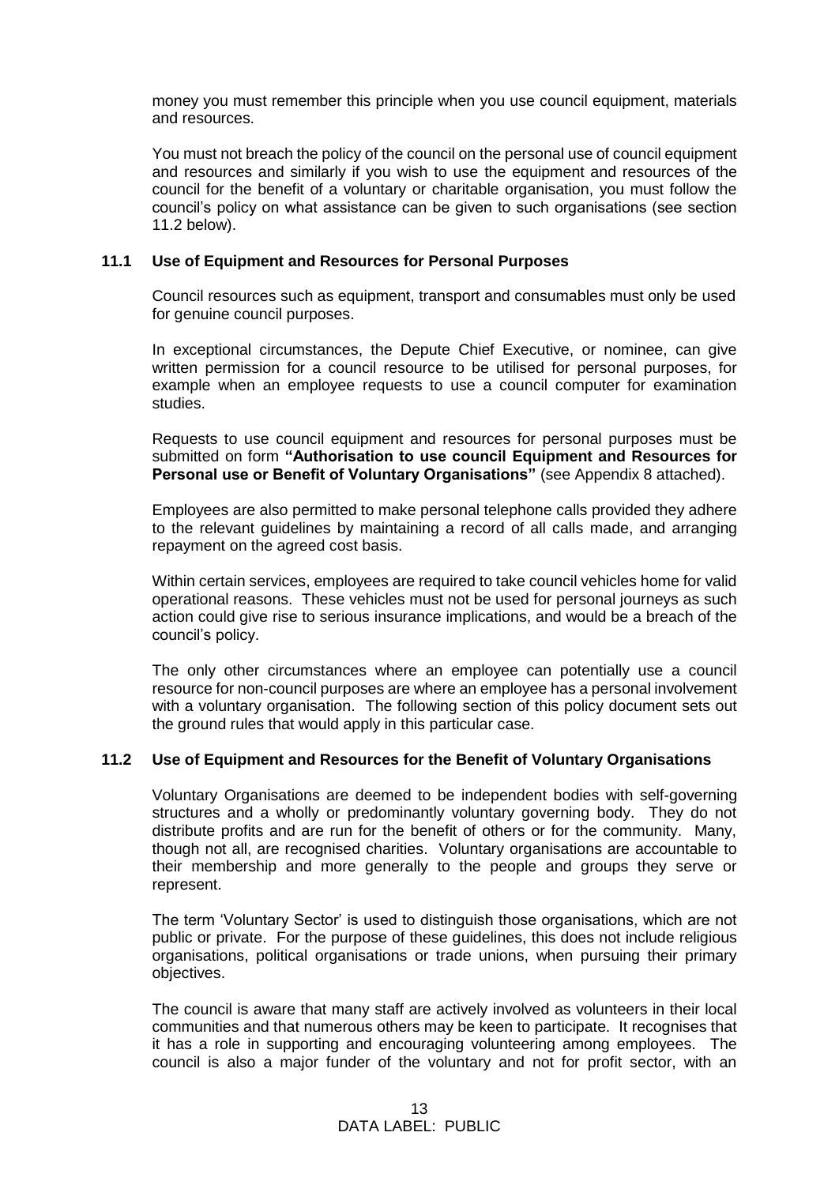money you must remember this principle when you use council equipment, materials and resources.

You must not breach the policy of the council on the personal use of council equipment and resources and similarly if you wish to use the equipment and resources of the council for the benefit of a voluntary or charitable organisation, you must follow the council's policy on what assistance can be given to such organisations (see section 11.2 below).

### 11.1 Use of Equipment and Resources for Personal Purposes

Council resources such as equipment, transport and consumables must only be used for genuine council purposes.

In exceptional circumstances, the Depute Chief Executive, or nominee, can give written permission for a council resource to be utilised for personal purposes, for example when an employee requests to use a council computer for examination studies.

Requests to use council equipment and resources for personal purposes must be submitted on form **"Authorisation to use council Equipment and Resources for Personal use or Benefit of Voluntary Organisations"** (see Appendix 8 attached).

Employees are also permitted to make personal telephone calls provided they adhere to the relevant guidelines by maintaining a record of all calls made, and arranging repayment on the agreed cost basis.

Within certain services, employees are required to take council vehicles home for valid operational reasons. These vehicles must not be used for personal journeys as such action could give rise to serious insurance implications, and would be a breach of the council's policy.

The only other circumstances where an employee can potentially use a council resource for non-council purposes are where an employee has a personal involvement with a voluntary organisation. The following section of this policy document sets out the ground rules that would apply in this particular case.

### 11.2 Use of Equipment and Resources for the Benefit of Voluntary Organisations

Voluntary Organisations are deemed to be independent bodies with self-governing structures and a wholly or predominantly voluntary governing body. They do not distribute profits and are run for the benefit of others or for the community. Many, though not all, are recognised charities. Voluntary organisations are accountable to their membership and more generally to the people and groups they serve or represent.

The term 'Voluntary Sector' is used to distinguish those organisations, which are not public or private. For the purpose of these guidelines, this does not include religious organisations, political organisations or trade unions, when pursuing their primary objectives.

The council is aware that many staff are actively involved as volunteers in their local communities and that numerous others may be keen to participate. It recognises that it has a role in supporting and encouraging volunteering among employees. The council is also a major funder of the voluntary and not for profit sector, with an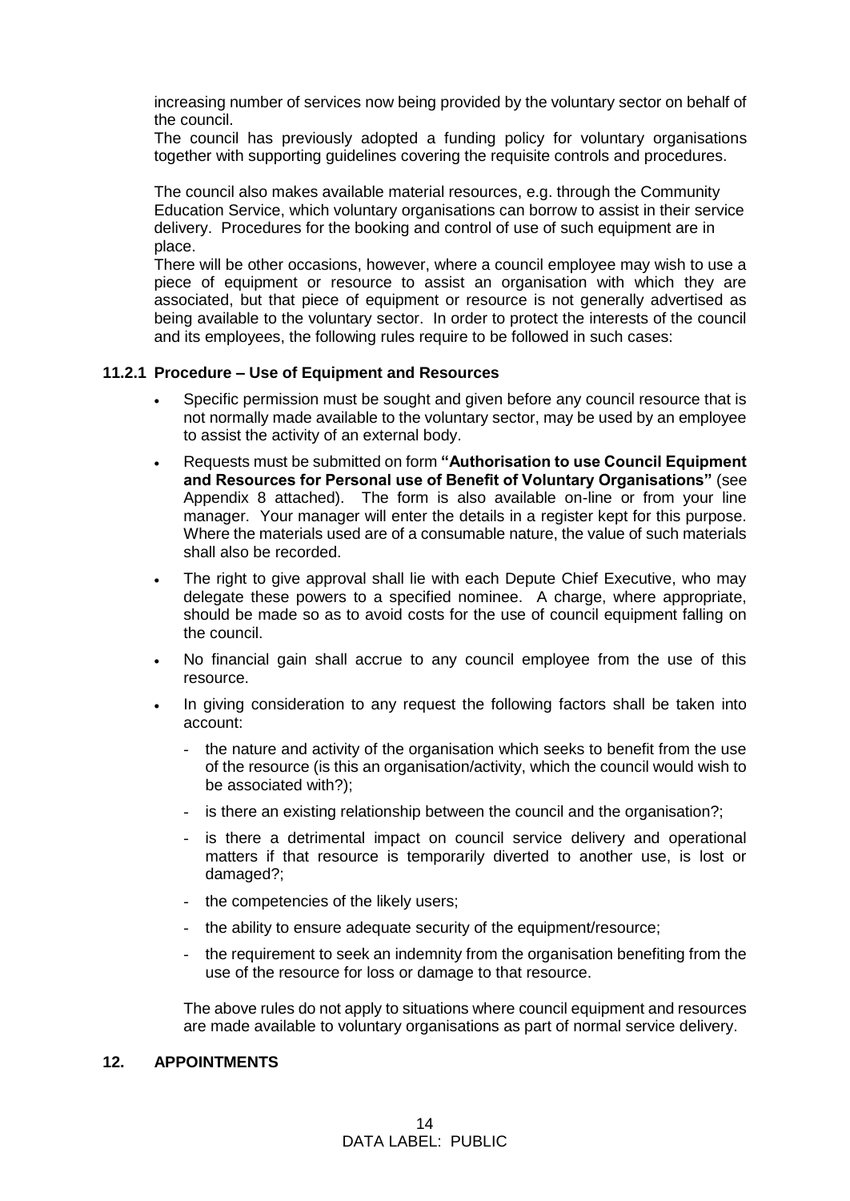increasing number of services now being provided by the voluntary sector on behalf of the council.

The council has previously adopted a funding policy for voluntary organisations together with supporting guidelines covering the requisite controls and procedures.

The council also makes available material resources, e.g. through the Community Education Service, which voluntary organisations can borrow to assist in their service delivery. Procedures for the booking and control of use of such equipment are in place.

There will be other occasions, however, where a council employee may wish to use a piece of equipment or resource to assist an organisation with which they are associated, but that piece of equipment or resource is not generally advertised as being available to the voluntary sector. In order to protect the interests of the council and its employees, the following rules require to be followed in such cases:

### 11.2.1 Procedure – Use of Equipment and Resources

- Specific permission must be sought and given before any council resource that is not normally made available to the voluntary sector, may be used by an employee to assist the activity of an external body.
- Requests must be submitted on form **"Authorisation to use Council Equipment and Resources for Personal use of Benefit of Voluntary Organisations"** (see Appendix 8 attached). The form is also available on-line or from your line manager. Your manager will enter the details in a register kept for this purpose. Where the materials used are of a consumable nature, the value of such materials shall also be recorded.
- The right to give approval shall lie with each Depute Chief Executive, who may delegate these powers to a specified nominee. A charge, where appropriate, should be made so as to avoid costs for the use of council equipment falling on the council.
- No financial gain shall accrue to any council employee from the use of this resource.
- In giving consideration to any request the following factors shall be taken into account:
  - the nature and activity of the organisation which seeks to benefit from the use of the resource (is this an organisation/activity, which the council would wish to be associated with?);
  - is there an existing relationship between the council and the organisation?;
  - is there a detrimental impact on council service delivery and operational matters if that resource is temporarily diverted to another use, is lost or damaged?;
  - the competencies of the likely users;
  - the ability to ensure adequate security of the equipment/resource;
  - the requirement to seek an indemnity from the organisation benefiting from the use of the resource for loss or damage to that resource.

The above rules do not apply to situations where council equipment and resources are made available to voluntary organisations as part of normal service delivery.

## 12. APPOINTMENTS

DATA LABEL: PUBLIC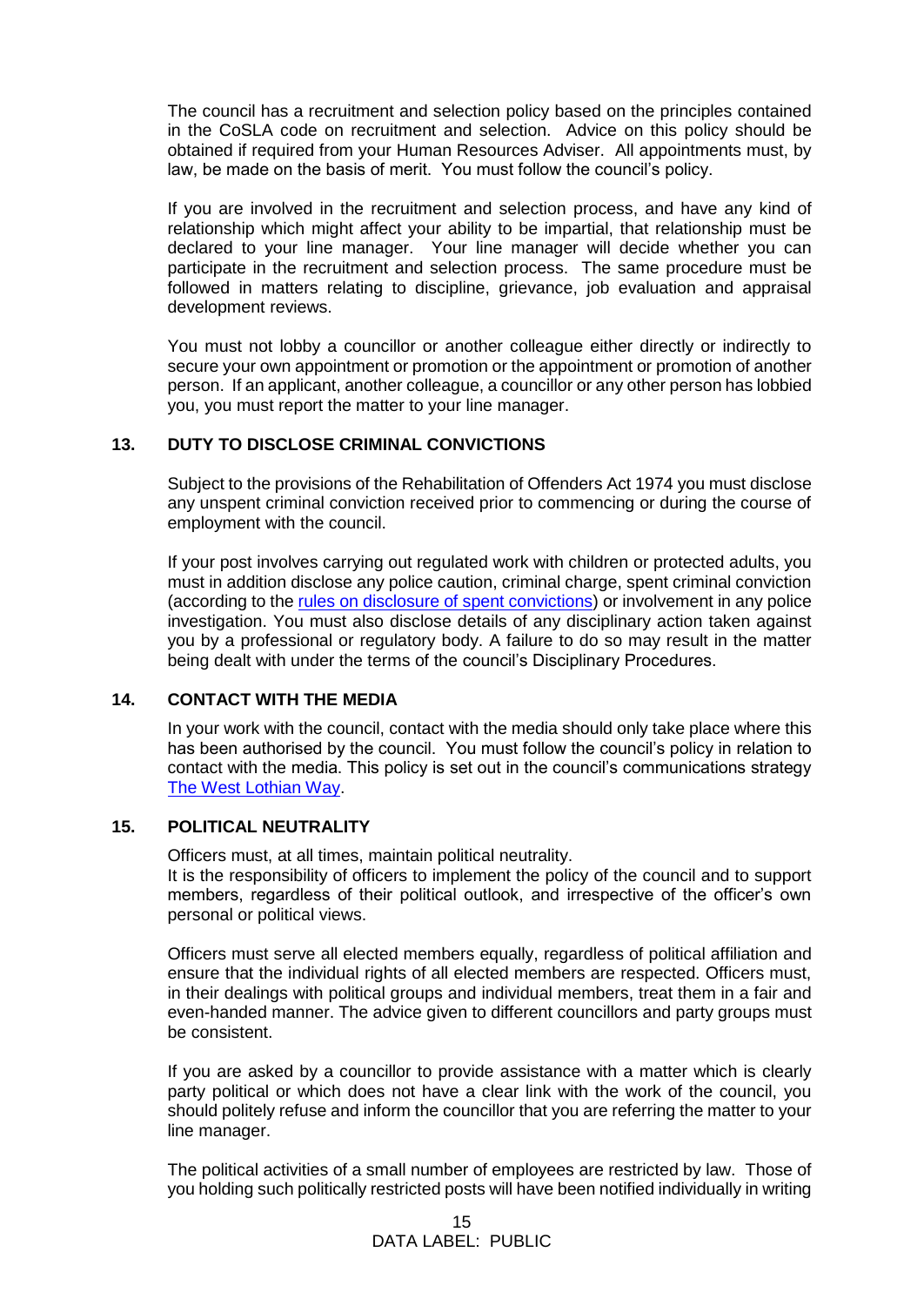The council has a recruitment and selection policy based on the principles contained in the CoSLA code on recruitment and selection. Advice on this policy should be obtained if required from your Human Resources Adviser. All appointments must, by law, be made on the basis of merit. You must follow the council's policy.

If you are involved in the recruitment and selection process, and have any kind of relationship which might affect your ability to be impartial, that relationship must be declared to your line manager. Your line manager will decide whether you can participate in the recruitment and selection process. The same procedure must be followed in matters relating to discipline, grievance, job evaluation and appraisal development reviews.

You must not lobby a councillor or another colleague either directly or indirectly to secure your own appointment or promotion or the appointment or promotion of another person. If an applicant, another colleague, a councillor or any other person has lobbied you, you must report the matter to your line manager.

## 13. DUTY TO DISCLOSE CRIMINAL CONVICTIONS

Subject to the provisions of the Rehabilitation of Offenders Act 1974 you must disclose any unspent criminal conviction received prior to commencing or during the course of employment with the council.

If your post involves carrying out regulated work with children or protected adults, you must in addition disclose any police caution, criminal charge, spent criminal conviction (according to the rules on disclosure of spent convictions) or involvement in any police investigation. You must also disclose details of any disciplinary action taken against you by a professional or regulatory body. A failure to do so may result in the matter being dealt with under the terms of the council's Disciplinary Procedures.

## 14. CONTACT WITH THE MEDIA

In your work with the council, contact with the media should only take place where this has been authorised by the council. You must follow the council's policy in relation to contact with the media. This policy is set out in the council's communications strategy The West Lothian Way.

## 15. POLITICAL NEUTRALITY

Officers must, at all times, maintain political neutrality.
It is the responsibility of officers to implement the policy of the council and to support members, regardless of their political outlook, and irrespective of the officer's own personal or political views.

Officers must serve all elected members equally, regardless of political affiliation and ensure that the individual rights of all elected members are respected. Officers must, in their dealings with political groups and individual members, treat them in a fair and even-handed manner. The advice given to different councillors and party groups must be consistent.

If you are asked by a councillor to provide assistance with a matter which is clearly party political or which does not have a clear link with the work of the council, you should politely refuse and inform the councillor that you are referring the matter to your line manager.

The political activities of a small number of employees are restricted by law. Those of you holding such politically restricted posts will have been notified individually in writing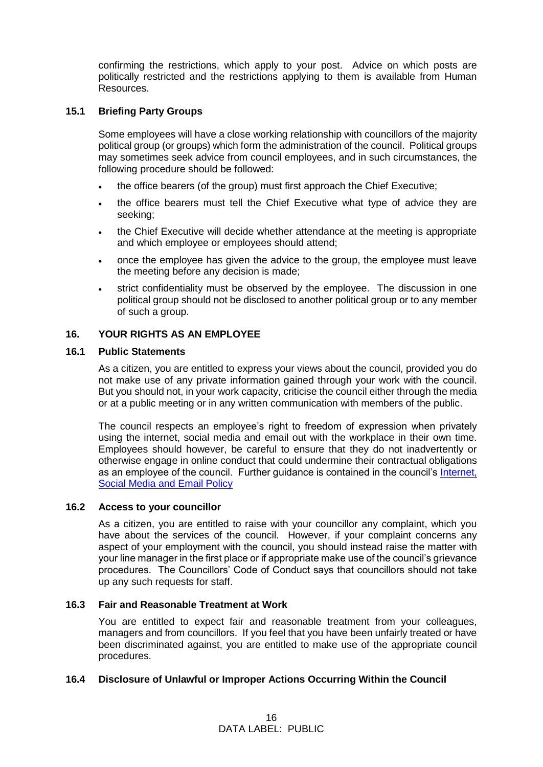confirming the restrictions, which apply to your post. Advice on which posts are politically restricted and the restrictions applying to them is available from Human Resources.

### 15.1 Briefing Party Groups

Some employees will have a close working relationship with councillors of the majority political group (or groups) which form the administration of the council. Political groups may sometimes seek advice from council employees, and in such circumstances, the following procedure should be followed:

- the office bearers (of the group) must first approach the Chief Executive;
- the office bearers must tell the Chief Executive what type of advice they are seeking;
- the Chief Executive will decide whether attendance at the meeting is appropriate and which employee or employees should attend;
- once the employee has given the advice to the group, the employee must leave the meeting before any decision is made;
- strict confidentiality must be observed by the employee. The discussion in one political group should not be disclosed to another political group or to any member of such a group.

## 16. YOUR RIGHTS AS AN EMPLOYEE

### 16.1 Public Statements

As a citizen, you are entitled to express your views about the council, provided you do not make use of any private information gained through your work with the council. But you should not, in your work capacity, criticise the council either through the media or at a public meeting or in any written communication with members of the public.

The council respects an employee's right to freedom of expression when privately using the internet, social media and email out with the workplace in their own time. Employees should however, be careful to ensure that they do not inadvertently or otherwise engage in online conduct that could undermine their contractual obligations as an employee of the council. Further guidance is contained in the council's Internet, Social Media and Email Policy

### 16.2 Access to your councillor

As a citizen, you are entitled to raise with your councillor any complaint, which you have about the services of the council. However, if your complaint concerns any aspect of your employment with the council, you should instead raise the matter with your line manager in the first place or if appropriate make use of the council's grievance procedures. The Councillors' Code of Conduct says that councillors should not take up any such requests for staff.

### 16.3 Fair and Reasonable Treatment at Work

You are entitled to expect fair and reasonable treatment from your colleagues, managers and from councillors. If you feel that you have been unfairly treated or have been discriminated against, you are entitled to make use of the appropriate council procedures.

### 16.4 Disclosure of Unlawful or Improper Actions Occurring Within the Council

DATA LABEL: PUBLIC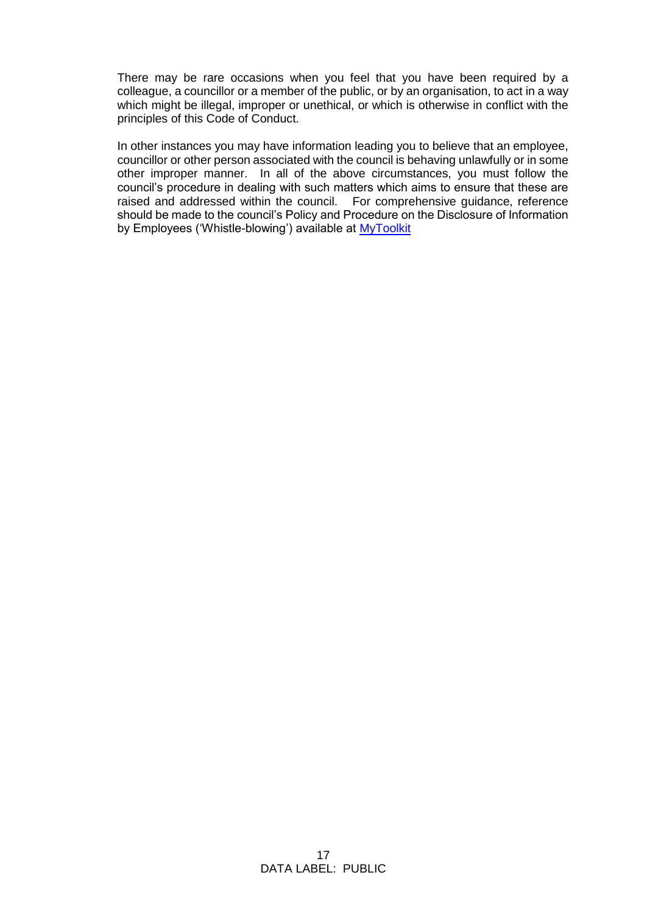There may be rare occasions when you feel that you have been required by a colleague, a councillor or a member of the public, or by an organisation, to act in a way which might be illegal, improper or unethical, or which is otherwise in conflict with the principles of this Code of Conduct.

In other instances you may have information leading you to believe that an employee, councillor or other person associated with the council is behaving unlawfully or in some other improper manner. In all of the above circumstances, you must follow the council's procedure in dealing with such matters which aims to ensure that these are raised and addressed within the council. For comprehensive guidance, reference should be made to the council's Policy and Procedure on the Disclosure of Information by Employees ('Whistle-blowing') available at MyToolkit

DATA LABEL: PUBLIC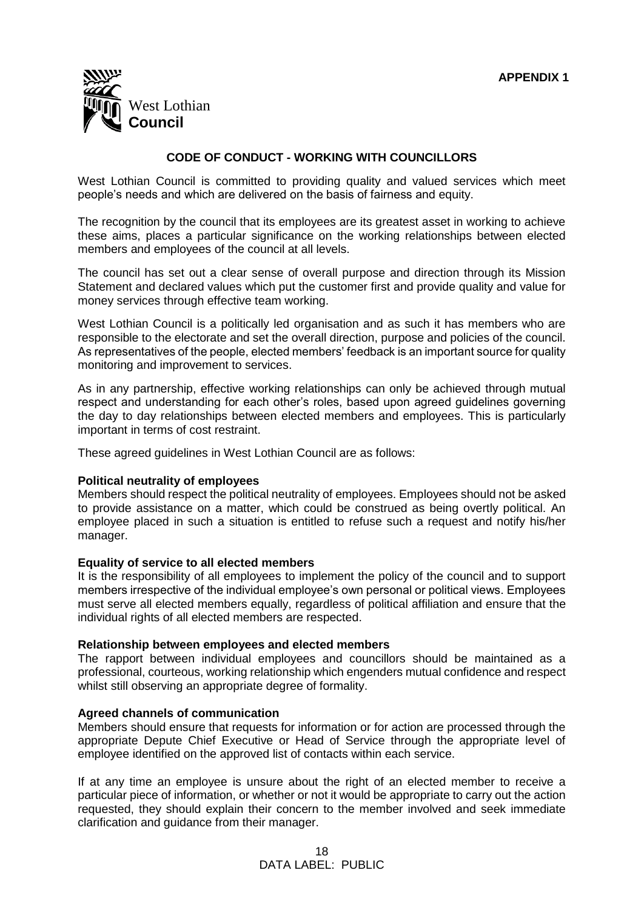APPENDIX 1

West Lothian **Council**

## CODE OF CONDUCT - WORKING WITH COUNCILLORS

West Lothian Council is committed to providing quality and valued services which meet people's needs and which are delivered on the basis of fairness and equity.

The recognition by the council that its employees are its greatest asset in working to achieve these aims, places a particular significance on the working relationships between elected members and employees of the council at all levels.

The council has set out a clear sense of overall purpose and direction through its Mission Statement and declared values which put the customer first and provide quality and value for money services through effective team working.

West Lothian Council is a politically led organisation and as such it has members who are responsible to the electorate and set the overall direction, purpose and policies of the council. As representatives of the people, elected members' feedback is an important source for quality monitoring and improvement to services.

As in any partnership, effective working relationships can only be achieved through mutual respect and understanding for each other's roles, based upon agreed guidelines governing the day to day relationships between elected members and employees. This is particularly important in terms of cost restraint.

These agreed guidelines in West Lothian Council are as follows:

**Political neutrality of employees**
Members should respect the political neutrality of employees. Employees should not be asked to provide assistance on a matter, which could be construed as being overtly political. An employee placed in such a situation is entitled to refuse such a request and notify his/her manager.

**Equality of service to all elected members**
It is the responsibility of all employees to implement the policy of the council and to support members irrespective of the individual employee's own personal or political views. Employees must serve all elected members equally, regardless of political affiliation and ensure that the individual rights of all elected members are respected.

**Relationship between employees and elected members**
The rapport between individual employees and councillors should be maintained as a professional, courteous, working relationship which engenders mutual confidence and respect whilst still observing an appropriate degree of formality.

**Agreed channels of communication**
Members should ensure that requests for information or for action are processed through the appropriate Depute Chief Executive or Head of Service through the appropriate level of employee identified on the approved list of contacts within each service.

If at any time an employee is unsure about the right of an elected member to receive a particular piece of information, or whether or not it would be appropriate to carry out the action requested, they should explain their concern to the member involved and seek immediate clarification and guidance from their manager.

DATA LABEL: PUBLIC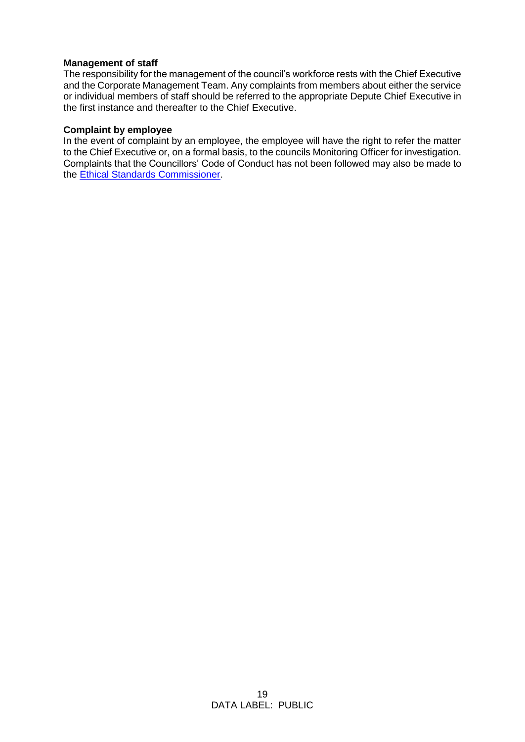**Management of staff**

The responsibility for the management of the council's workforce rests with the Chief Executive and the Corporate Management Team. Any complaints from members about either the service or individual members of staff should be referred to the appropriate Depute Chief Executive in the first instance and thereafter to the Chief Executive.

**Complaint by employee**

In the event of complaint by an employee, the employee will have the right to refer the matter to the Chief Executive or, on a formal basis, to the councils Monitoring Officer for investigation. Complaints that the Councillors' Code of Conduct has not been followed may also be made to the Ethical Standards Commissioner.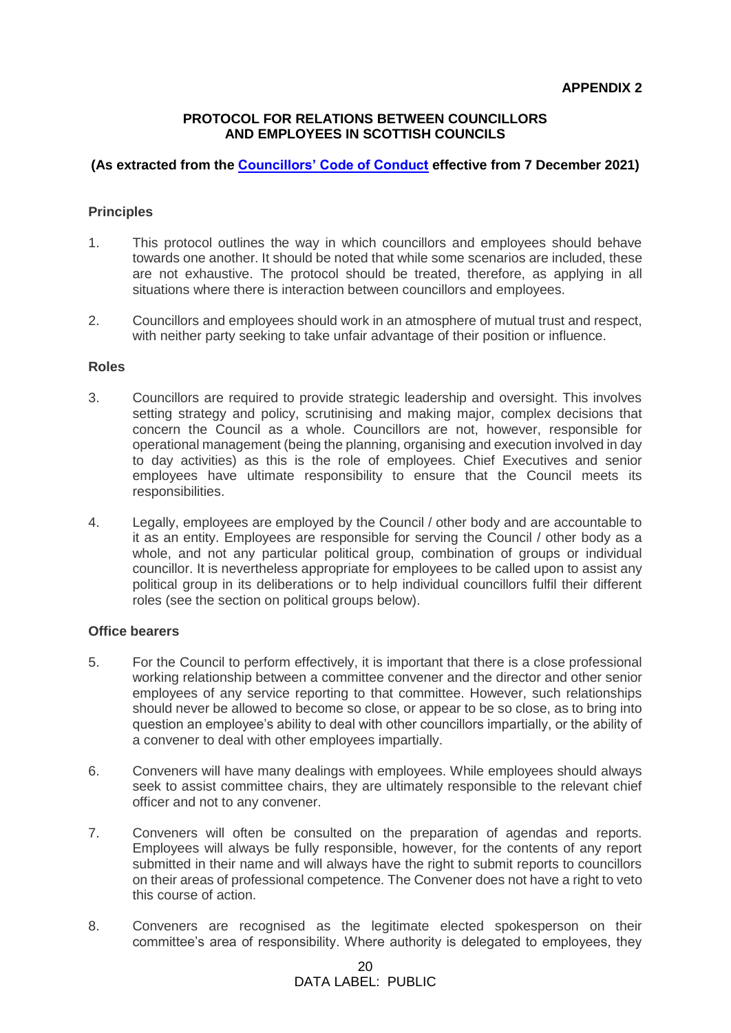**APPENDIX 2**

**PROTOCOL FOR RELATIONS BETWEEN COUNCILLORS AND EMPLOYEES IN SCOTTISH COUNCILS**

**(As extracted from the Councillors' Code of Conduct effective from 7 December 2021)**

**Principles**

1. This protocol outlines the way in which councillors and employees should behave towards one another. It should be noted that while some scenarios are included, these are not exhaustive. The protocol should be treated, therefore, as applying in all situations where there is interaction between councillors and employees.

2. Councillors and employees should work in an atmosphere of mutual trust and respect, with neither party seeking to take unfair advantage of their position or influence.

**Roles**

3. Councillors are required to provide strategic leadership and oversight. This involves setting strategy and policy, scrutinising and making major, complex decisions that concern the Council as a whole. Councillors are not, however, responsible for operational management (being the planning, organising and execution involved in day to day activities) as this is the role of employees. Chief Executives and senior employees have ultimate responsibility to ensure that the Council meets its responsibilities.

4. Legally, employees are employed by the Council / other body and are accountable to it as an entity. Employees are responsible for serving the Council / other body as a whole, and not any particular political group, combination of groups or individual councillor. It is nevertheless appropriate for employees to be called upon to assist any political group in its deliberations or to help individual councillors fulfil their different roles (see the section on political groups below).

**Office bearers**

5. For the Council to perform effectively, it is important that there is a close professional working relationship between a committee convener and the director and other senior employees of any service reporting to that committee. However, such relationships should never be allowed to become so close, or appear to be so close, as to bring into question an employee's ability to deal with other councillors impartially, or the ability of a convener to deal with other employees impartially.

6. Conveners will have many dealings with employees. While employees should always seek to assist committee chairs, they are ultimately responsible to the relevant chief officer and not to any convener.

7. Conveners will often be consulted on the preparation of agendas and reports. Employees will always be fully responsible, however, for the contents of any report submitted in their name and will always have the right to submit reports to councillors on their areas of professional competence. The Convener does not have a right to veto this course of action.

8. Conveners are recognised as the legitimate elected spokesperson on their committee's area of responsibility. Where authority is delegated to employees, they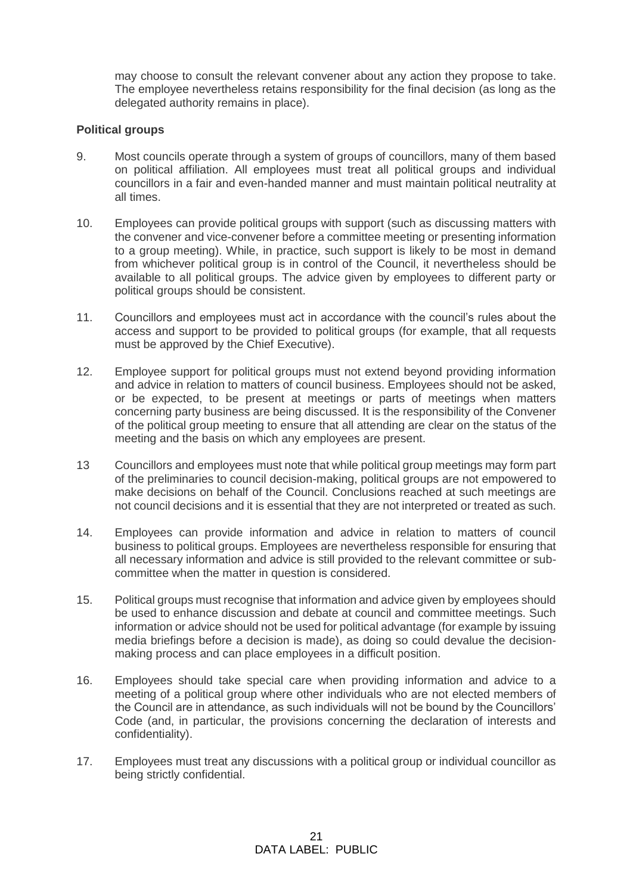may choose to consult the relevant convener about any action they propose to take. The employee nevertheless retains responsibility for the final decision (as long as the delegated authority remains in place).

**Political groups**

9. Most councils operate through a system of groups of councillors, many of them based on political affiliation. All employees must treat all political groups and individual councillors in a fair and even-handed manner and must maintain political neutrality at all times.

10. Employees can provide political groups with support (such as discussing matters with the convener and vice-convener before a committee meeting or presenting information to a group meeting). While, in practice, such support is likely to be most in demand from whichever political group is in control of the Council, it nevertheless should be available to all political groups. The advice given by employees to different party or political groups should be consistent.

11. Councillors and employees must act in accordance with the council's rules about the access and support to be provided to political groups (for example, that all requests must be approved by the Chief Executive).

12. Employee support for political groups must not extend beyond providing information and advice in relation to matters of council business. Employees should not be asked, or be expected, to be present at meetings or parts of meetings when matters concerning party business are being discussed. It is the responsibility of the Convener of the political group meeting to ensure that all attending are clear on the status of the meeting and the basis on which any employees are present.

13 Councillors and employees must note that while political group meetings may form part of the preliminaries to council decision-making, political groups are not empowered to make decisions on behalf of the Council. Conclusions reached at such meetings are not council decisions and it is essential that they are not interpreted or treated as such.

14. Employees can provide information and advice in relation to matters of council business to political groups. Employees are nevertheless responsible for ensuring that all necessary information and advice is still provided to the relevant committee or sub-committee when the matter in question is considered.

15. Political groups must recognise that information and advice given by employees should be used to enhance discussion and debate at council and committee meetings. Such information or advice should not be used for political advantage (for example by issuing media briefings before a decision is made), as doing so could devalue the decision-making process and can place employees in a difficult position.

16. Employees should take special care when providing information and advice to a meeting of a political group where other individuals who are not elected members of the Council are in attendance, as such individuals will not be bound by the Councillors' Code (and, in particular, the provisions concerning the declaration of interests and confidentiality).

17. Employees must treat any discussions with a political group or individual councillor as being strictly confidential.

DATA LABEL: PUBLIC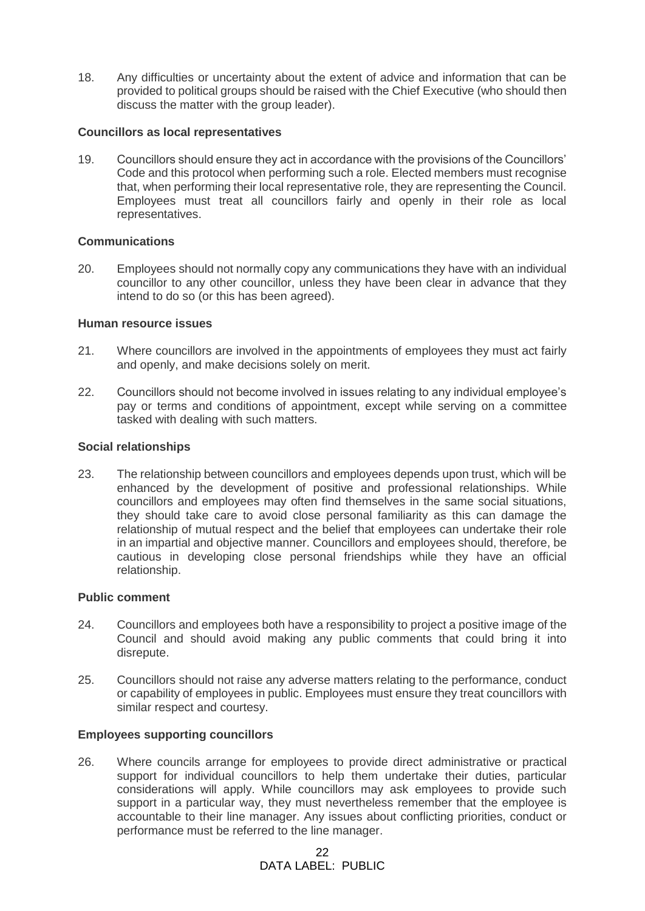18. Any difficulties or uncertainty about the extent of advice and information that can be provided to political groups should be raised with the Chief Executive (who should then discuss the matter with the group leader).

**Councillors as local representatives**

19. Councillors should ensure they act in accordance with the provisions of the Councillors' Code and this protocol when performing such a role. Elected members must recognise that, when performing their local representative role, they are representing the Council. Employees must treat all councillors fairly and openly in their role as local representatives.

**Communications**

20. Employees should not normally copy any communications they have with an individual councillor to any other councillor, unless they have been clear in advance that they intend to do so (or this has been agreed).

**Human resource issues**

21. Where councillors are involved in the appointments of employees they must act fairly and openly, and make decisions solely on merit.

22. Councillors should not become involved in issues relating to any individual employee's pay or terms and conditions of appointment, except while serving on a committee tasked with dealing with such matters.

**Social relationships**

23. The relationship between councillors and employees depends upon trust, which will be enhanced by the development of positive and professional relationships. While councillors and employees may often find themselves in the same social situations, they should take care to avoid close personal familiarity as this can damage the relationship of mutual respect and the belief that employees can undertake their role in an impartial and objective manner. Councillors and employees should, therefore, be cautious in developing close personal friendships while they have an official relationship.

**Public comment**

24. Councillors and employees both have a responsibility to project a positive image of the Council and should avoid making any public comments that could bring it into disrepute.

25. Councillors should not raise any adverse matters relating to the performance, conduct or capability of employees in public. Employees must ensure they treat councillors with similar respect and courtesy.

**Employees supporting councillors**

26. Where councils arrange for employees to provide direct administrative or practical support for individual councillors to help them undertake their duties, particular considerations will apply. While councillors may ask employees to provide such support in a particular way, they must nevertheless remember that the employee is accountable to their line manager. Any issues about conflicting priorities, conduct or performance must be referred to the line manager.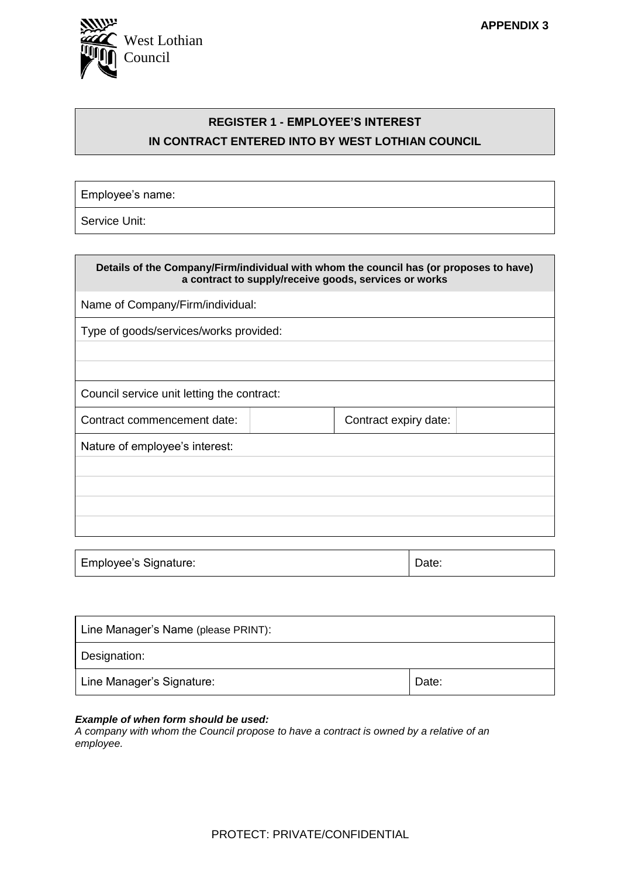West Lothian Council

**APPENDIX 3**

## REGISTER 1 - EMPLOYEE'S INTEREST IN CONTRACT ENTERED INTO BY WEST LOTHIAN COUNCIL

| Employee's name: |
|---|
| Service Unit: |

| **Details of the Company/Firm/individual with whom the council has (or proposes to have) a contract to supply/receive goods, services or works** | | | |
|---|---|---|---|
| Name of Company/Firm/individual: | | | |
| Type of goods/services/works provided: | | | |
| | | | |
| | | | |
| Council service unit letting the contract: | | | |
| Contract commencement date: | | Contract expiry date: | |
| Nature of employee's interest: | | | |
| | | | |
| | | | |
| | | | |
| | | | |

| Employee's Signature: | Date: |
|---|---|

| Line Manager's Name (please PRINT): | |
|---|---|
| Designation: | |
| Line Manager's Signature: | Date: |

***Example of when form should be used:***
*A company with whom the Council propose to have a contract is owned by a relative of an employee.*

PROTECT: PRIVATE/CONFIDENTIAL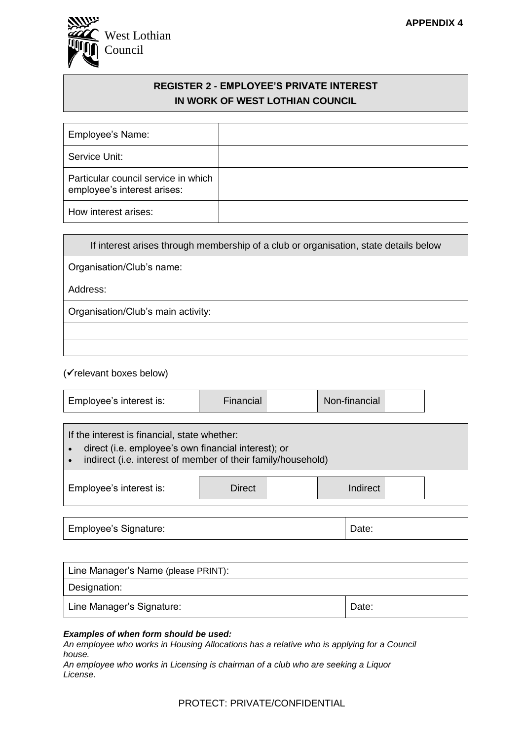**APPENDIX 4**

West Lothian Council

## REGISTER 2 - EMPLOYEE'S PRIVATE INTEREST IN WORK OF WEST LOTHIAN COUNCIL

| Employee's Name: | |
|---|---|
| Service Unit: | |
| Particular council service in which employee's interest arises: | |
| How interest arises: | |

| If interest arises through membership of a club or organisation, state details below |
|---|
| Organisation/Club's name: |
| Address: |
| Organisation/Club's main activity: |
| |
| |

(✓relevant boxes below)

| Employee's interest is: | Financial | | Non-financial | |
|---|---|---|---|---|

If the interest is financial, state whether:

- direct (i.e. employee's own financial interest); or
- indirect (i.e. interest of member of their family/household)

| Employee's interest is: | Direct | | Indirect | |
|---|---|---|---|---|

| Employee's Signature: | Date: |
|---|---|

| Line Manager's Name (please PRINT): | |
|---|---|
| Designation: | |
| Line Manager's Signature: | Date: |

***Examples of when form should be used:***

*An employee who works in Housing Allocations has a relative who is applying for a Council house.*

*An employee who works in Licensing is chairman of a club who are seeking a Liquor License.*

PROTECT: PRIVATE/CONFIDENTIAL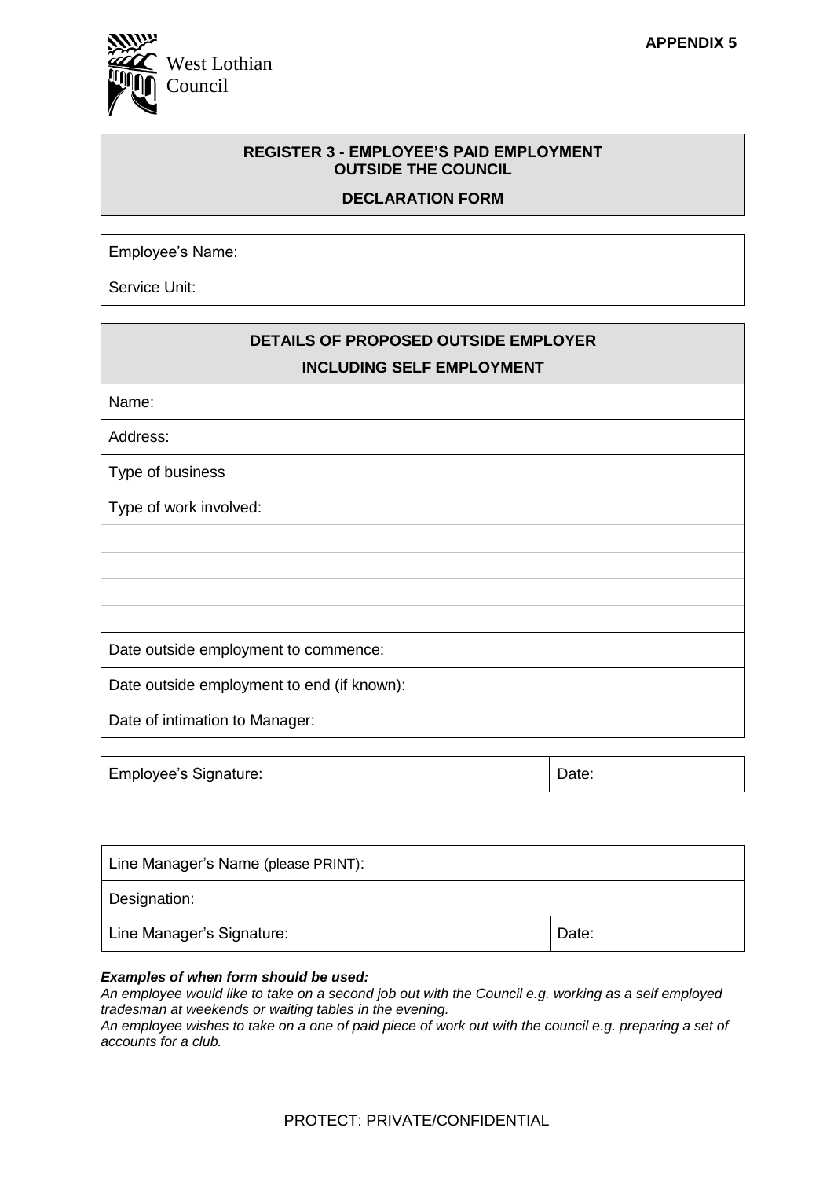West Lothian Council

**APPENDIX 5**

## REGISTER 3 - EMPLOYEE'S PAID EMPLOYMENT OUTSIDE THE COUNCIL

### DECLARATION FORM

| Employee's Name: |
|---|
| Service Unit: |

| DETAILS OF PROPOSED OUTSIDE EMPLOYER INCLUDING SELF EMPLOYMENT |
|---|
| Name: |
| Address: |
| Type of business |
| Type of work involved: |
| |
| |
| |
| |
| Date outside employment to commence: |
| Date outside employment to end (if known): |
| Date of intimation to Manager: |

| Employee's Signature: | Date: |
|---|---|

| Line Manager's Name (please PRINT): | |
|---|---|
| Designation: | |
| Line Manager's Signature: | Date: |

***Examples of when form should be used:***

*An employee would like to take on a second job out with the Council e.g. working as a self employed tradesman at weekends or waiting tables in the evening.*

*An employee wishes to take on a one of paid piece of work out with the council e.g. preparing a set of accounts for a club.*

PROTECT: PRIVATE/CONFIDENTIAL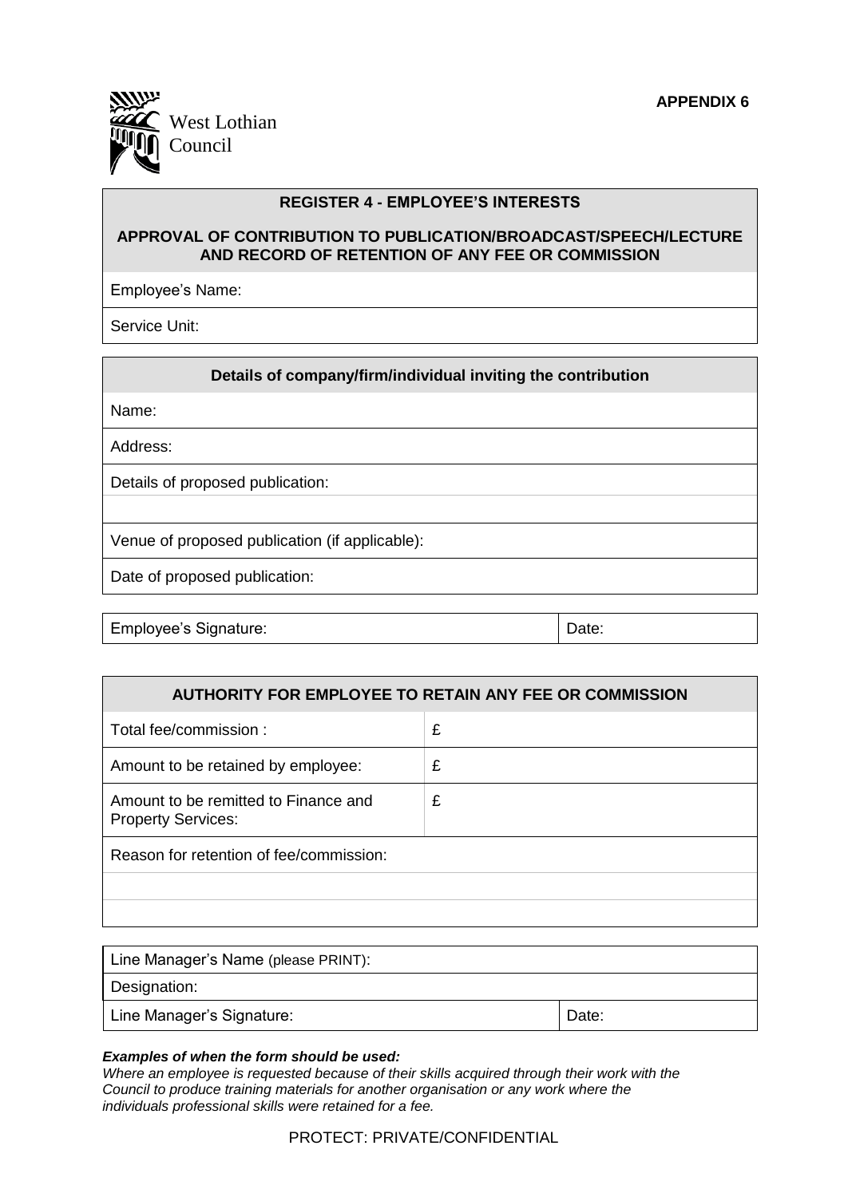**APPENDIX 6**

West Lothian Council

| **REGISTER 4 - EMPLOYEE'S INTERESTS**<br>**APPROVAL OF CONTRIBUTION TO PUBLICATION/BROADCAST/SPEECH/LECTURE AND RECORD OF RETENTION OF ANY FEE OR COMMISSION** |
|---|
| Employee's Name: |
| Service Unit: |

| **Details of company/firm/individual inviting the contribution** |
|---|
| Name: |
| Address: |
| Details of proposed publication: |
| |
| Venue of proposed publication (if applicable): |
| Date of proposed publication: |

| Employee's Signature: | Date: |
|---|---|

| **AUTHORITY FOR EMPLOYEE TO RETAIN ANY FEE OR COMMISSION** | |
|---|---|
| Total fee/commission : | £ |
| Amount to be retained by employee: | £ |
| Amount to be remitted to Finance and Property Services: | £ |
| Reason for retention of fee/commission: | |
| | |
| | |

| Line Manager's Name (please PRINT): | |
|---|---|
| Designation: | |
| Line Manager's Signature: | Date: |

***Examples of when the form should be used:***
*Where an employee is requested because of their skills acquired through their work with the Council to produce training materials for another organisation or any work where the individuals professional skills were retained for a fee.*

PROTECT: PRIVATE/CONFIDENTIAL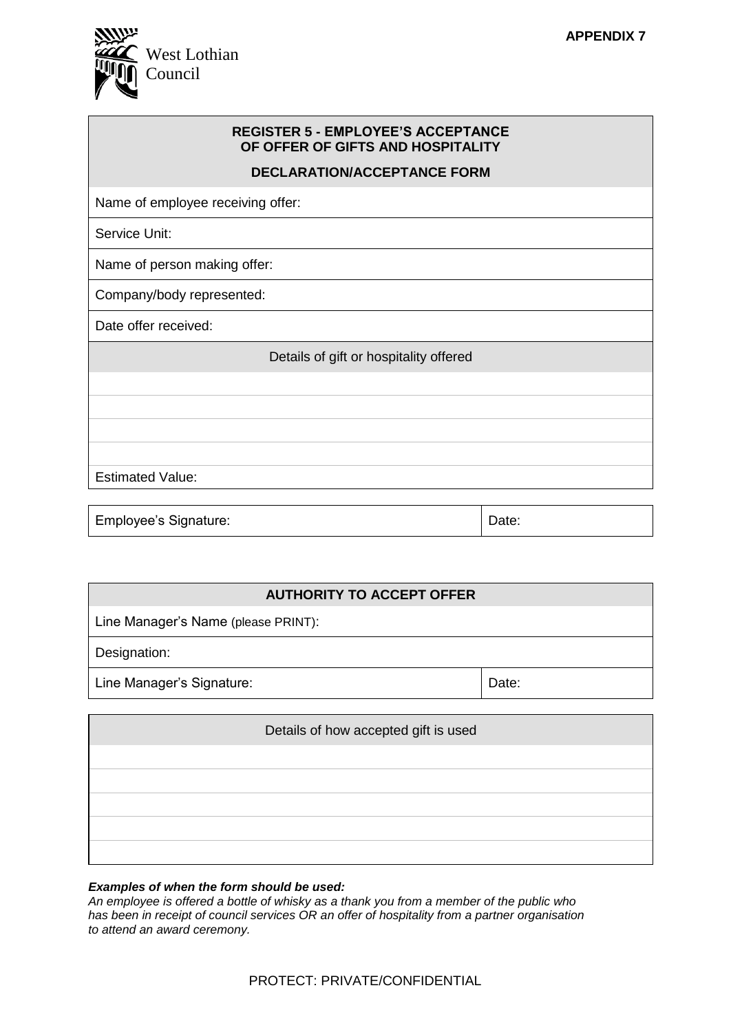**APPENDIX 7**

West Lothian Council

| **REGISTER 5 - EMPLOYEE'S ACCEPTANCE OF OFFER OF GIFTS AND HOSPITALITY** **DECLARATION/ACCEPTANCE FORM** |
|---|
| Name of employee receiving offer: |
| Service Unit: |
| Name of person making offer: |
| Company/body represented: |
| Date offer received: |
| Details of gift or hospitality offered |
| |
| |
| |
| |
| Estimated Value: |

| Employee's Signature: | Date: |
|---|---|

| **AUTHORITY TO ACCEPT OFFER** | |
|---|---|
| Line Manager's Name (please PRINT): | |
| Designation: | |
| Line Manager's Signature: | Date: |

| Details of how accepted gift is used |
|---|
| |
| |
| |
| |
| |

***Examples of when the form should be used:***
*An employee is offered a bottle of whisky as a thank you from a member of the public who has been in receipt of council services OR an offer of hospitality from a partner organisation to attend an award ceremony.*

PROTECT: PRIVATE/CONFIDENTIAL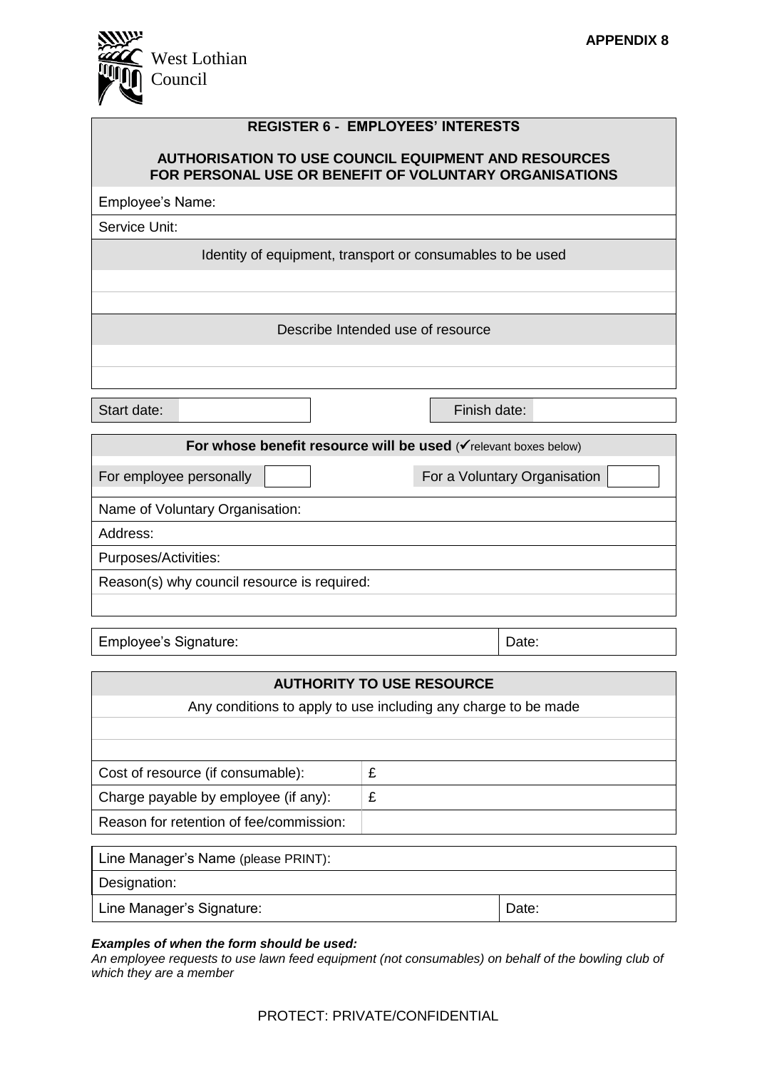APPENDIX 8

West Lothian Council

## REGISTER 6 - EMPLOYEES' INTERESTS

### AUTHORISATION TO USE COUNCIL EQUIPMENT AND RESOURCES FOR PERSONAL USE OR BENEFIT OF VOLUNTARY ORGANISATIONS

| | |
|---|---|
| Employee's Name: | |
| Service Unit: | |

**Identity of equipment, transport or consumables to be used**

**Describe Intended use of resource**

| | | | |
|---|---|---|---|
| Start date: | | Finish date: | |

**For whose benefit resource will be used** (✔relevant boxes below)

| | | | |
|---|---|---|---|
| For employee personally | ☐ | For a Voluntary Organisation | ☐ |

| | |
|---|---|
| Name of Voluntary Organisation: | |
| Address: | |
| Purposes/Activities: | |
| Reason(s) why council resource is required: | |

| | |
|---|---|
| Employee's Signature: | Date: |

## AUTHORITY TO USE RESOURCE

Any conditions to apply to use including any charge to be made

| | |
|---|---|
| Cost of resource (if consumable): | £ |
| Charge payable by employee (if any): | £ |
| Reason for retention of fee/commission: | |

| | |
|---|---|
| Line Manager's Name (please PRINT): | |
| Designation: | |
| Line Manager's Signature: | Date: |

***Examples of when the form should be used:***

*An employee requests to use lawn feed equipment (not consumables) on behalf of the bowling club of which they are a member*

PROTECT: PRIVATE/CONFIDENTIAL